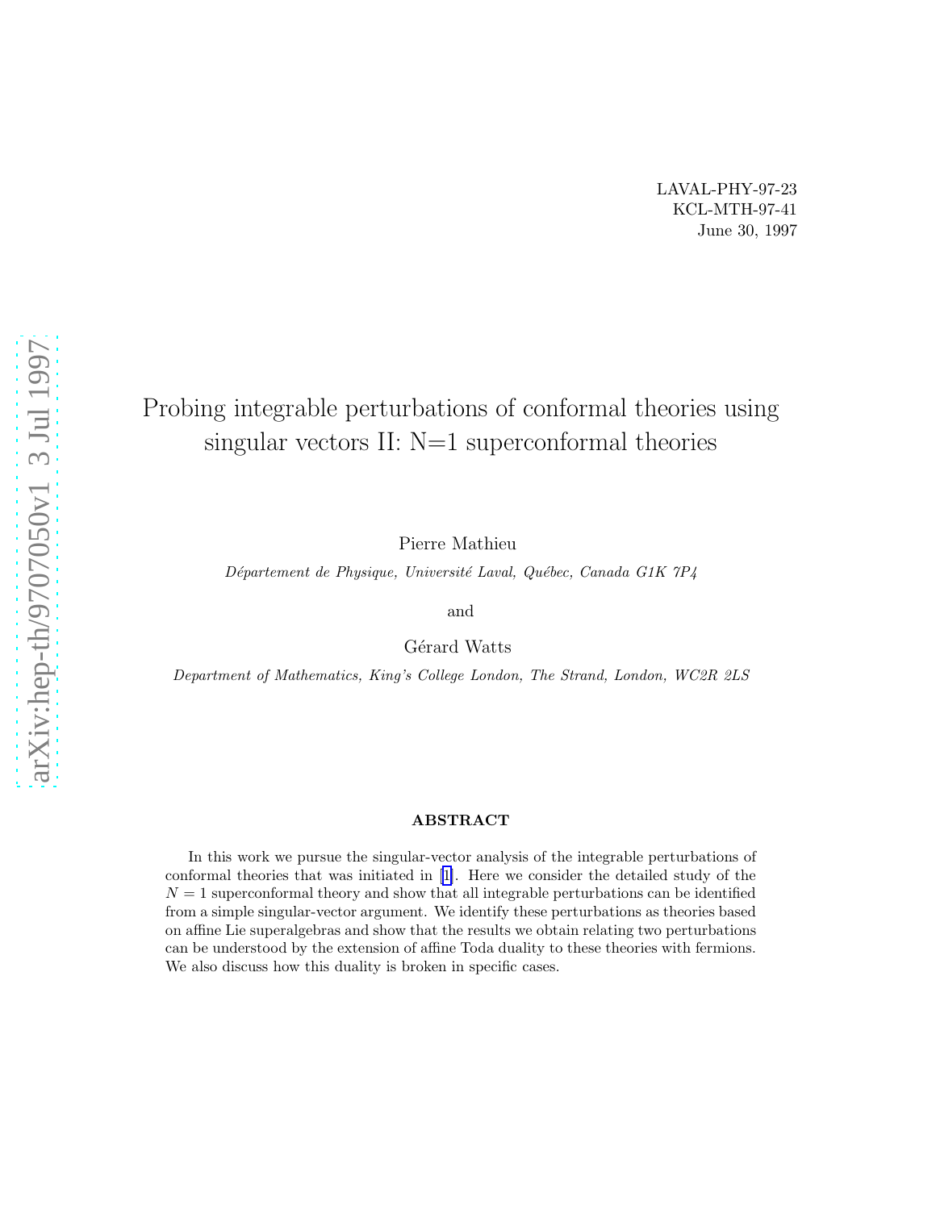LAVAL-PHY-97-23
KCL-MTH-97-41
June 30, 1997

# Probing integrable perturbations of conformal theories using singular vectors II: N=1 superconformal theories

Pierre Mathieu

*Département de Physique, Université Laval, Québec, Canada G1K 7P4*

and

Gérard Watts

*Department of Mathematics, King's College London, The Strand, London, WC2R 2LS*

## ABSTRACT

In this work we pursue the singular-vector analysis of the integrable perturbations of conformal theories that was initiated in [1]. Here we consider the detailed study of the $N = 1$ superconformal theory and show that all integrable perturbations can be identified from a simple singular-vector argument. We identify these perturbations as theories based on affine Lie superalgebras and show that the results we obtain relating two perturbations can be understood by the extension of affine Toda duality to these theories with fermions. We also discuss how this duality is broken in specific cases.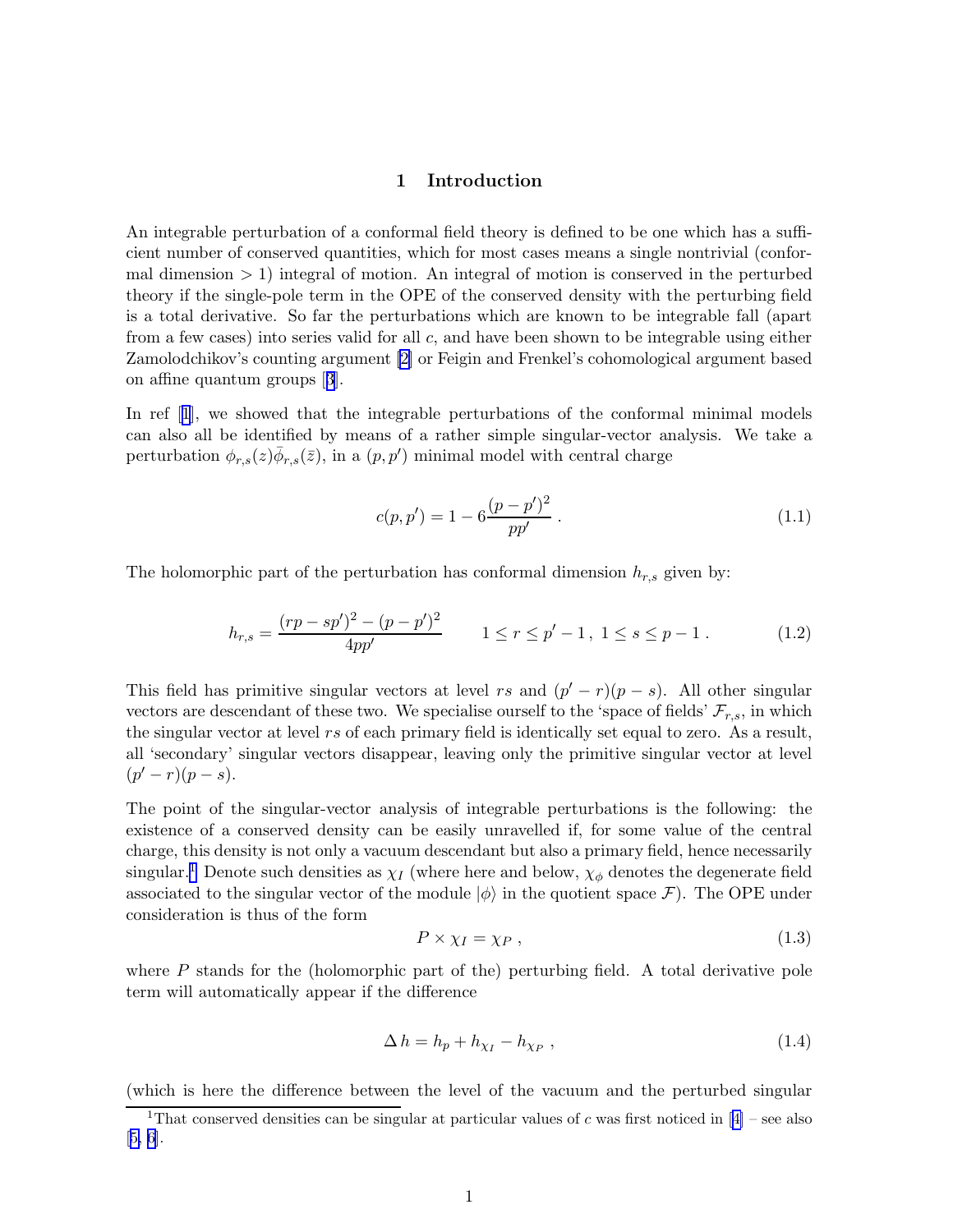## 1 Introduction

An integrable perturbation of a conformal field theory is defined to be one which has a sufficient number of conserved quantities, which for most cases means a single nontrivial (conformal dimension $> 1$) integral of motion. An integral of motion is conserved in the perturbed theory if the single-pole term in the OPE of the conserved density with the perturbing field is a total derivative. So far the perturbations which are known to be integrable fall (apart from a few cases) into series valid for all $c$, and have been shown to be integrable using either Zamolodchikov's counting argument [2] or Feigin and Frenkel's cohomological argument based on affine quantum groups [3].

In ref [1], we showed that the integrable perturbations of the conformal minimal models can also all be identified by means of a rather simple singular-vector analysis. We take a perturbation $\phi_{r,s}(z)\bar{\phi}_{r,s}(\bar{z})$, in a $(p,p')$ minimal model with central charge

$$c(p,p') = 1 - 6\frac{(p-p')^2}{pp'} \; . \tag{1.1}$$

The holomorphic part of the perturbation has conformal dimension $h_{r,s}$ given by:

$$h_{r,s} = \frac{(rp - sp')^2 - (p-p')^2}{4pp'} \qquad 1 \leq r \leq p'-1\,,\; 1 \leq s \leq p-1 \; . \tag{1.2}$$

This field has primitive singular vectors at level $rs$ and $(p'-r)(p-s)$. All other singular vectors are descendant of these two. We specialise ourself to the 'space of fields' $\mathcal{F}_{r,s}$, in which the singular vector at level $rs$ of each primary field is identically set equal to zero. As a result, all 'secondary' singular vectors disappear, leaving only the primitive singular vector at level $(p'-r)(p-s)$.

The point of the singular-vector analysis of integrable perturbations is the following: the existence of a conserved density can be easily unravelled if, for some value of the central charge, this density is not only a vacuum descendant but also a primary field, hence necessarily singular.[1] Denote such densities as $\chi_I$ (where here and below, $\chi_\phi$ denotes the degenerate field associated to the singular vector of the module $|\phi\rangle$ in the quotient space $\mathcal{F}$). The OPE under consideration is thus of the form

$$P \times \chi_I = \chi_P \; , \tag{1.3}$$

where $P$ stands for the (holomorphic part of the) perturbing field. A total derivative pole term will automatically appear if the difference

$$\Delta\, h = h_p + h_{\chi_I} - h_{\chi_P} \; , \tag{1.4}$$

(which is here the difference between the level of the vacuum and the perturbed singular

[1] That conserved densities can be singular at particular values of $c$ was first noticed in [4] – see also [5, 6].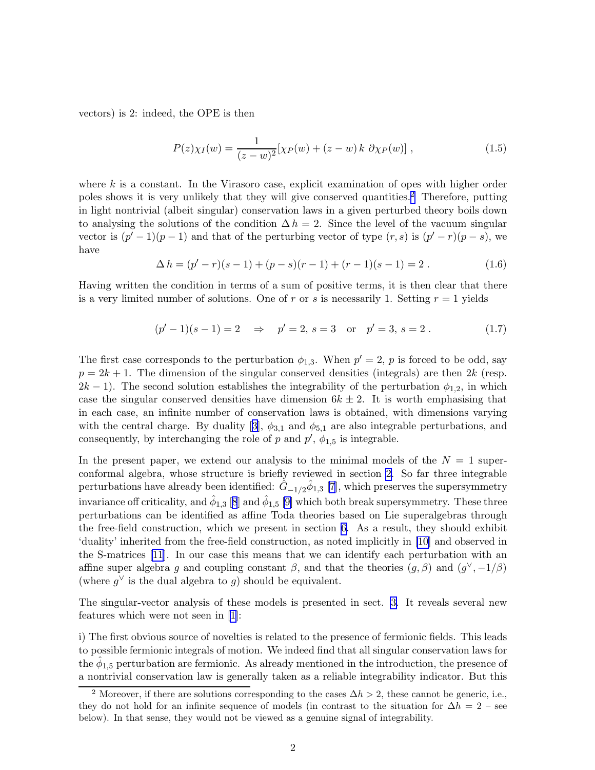vectors) is 2: indeed, the OPE is then

$$P(z)\chi_I(w) = \frac{1}{(z-w)^2}[\chi_P(w) + (z-w)\,k\;\partial\chi_P(w)]\,, \tag{1.5}$$

where $k$ is a constant. In the Virasoro case, explicit examination of opes with higher order poles shows it is very unlikely that they will give conserved quantities.[2] Therefore, putting in light nontrivial (albeit singular) conservation laws in a given perturbed theory boils down to analysing the solutions of the condition $\Delta\, h = 2$. Since the level of the vacuum singular vector is $(p'-1)(p-1)$ and that of the perturbing vector of type $(r,s)$ is $(p'-r)(p-s)$, we have

$$\Delta\, h = (p'-r)(s-1) + (p-s)(r-1) + (r-1)(s-1) = 2\,. \tag{1.6}$$

Having written the condition in terms of a sum of positive terms, it is then clear that there is a very limited number of solutions. One of $r$ or $s$ is necessarily 1. Setting $r=1$ yields

$$(p'-1)(s-1) = 2 \quad \Rightarrow \quad p'=2,\, s=3 \quad \text{or} \quad p'=3,\, s=2\,. \tag{1.7}$$

The first case corresponds to the perturbation $\phi_{1,3}$. When $p'=2$, $p$ is forced to be odd, say $p=2k+1$. The dimension of the singular conserved densities (integrals) are then $2k$ (resp. $2k-1$). The second solution establishes the integrability of the perturbation $\phi_{1,2}$, in which case the singular conserved densities have dimension $6k\pm 2$. It is worth emphasising that in each case, an infinite number of conservation laws is obtained, with dimensions varying with the central charge. By duality [3], $\phi_{3,1}$ and $\phi_{5,1}$ are also integrable perturbations, and consequently, by interchanging the role of $p$ and $p'$, $\phi_{1,5}$ is integrable.

In the present paper, we extend our analysis to the minimal models of the $N=1$ superconformal algebra, whose structure is briefly reviewed in section 2. So far three integrable perturbations have already been identified: $\hat{G}_{-1/2}\hat{\phi}_{1,3}$ [7], which preserves the supersymmetry invariance off criticality, and $\hat{\phi}_{1,3}$ [8] and $\hat{\phi}_{1,5}$ [9] which both break supersymmetry. These three perturbations can be identified as affine Toda theories based on Lie superalgebras through the free-field construction, which we present in section 6. As a result, they should exhibit 'duality' inherited from the free-field construction, as noted implicitly in [10] and observed in the S-matrices [11]. In our case this means that we can identify each perturbation with an affine super algebra $g$ and coupling constant $\beta$, and that the theories $(g,\beta)$ and $(g^\vee, -1/\beta)$ (where $g^\vee$ is the dual algebra to $g$) should be equivalent.

The singular-vector analysis of these models is presented in sect. 3. It reveals several new features which were not seen in [1]:

i) The first obvious source of novelties is related to the presence of fermionic fields. This leads to possible fermionic integrals of motion. We indeed find that all singular conservation laws for the $\hat{\phi}_{1,5}$ perturbation are fermionic. As already mentioned in the introduction, the presence of a nontrivial conservation law is generally taken as a reliable integrability indicator. But this

[2] Moreover, if there are solutions corresponding to the cases $\Delta h > 2$, these cannot be generic, i.e., they do not hold for an infinite sequence of models (in contrast to the situation for $\Delta h = 2$ – see below). In that sense, they would not be viewed as a genuine signal of integrability.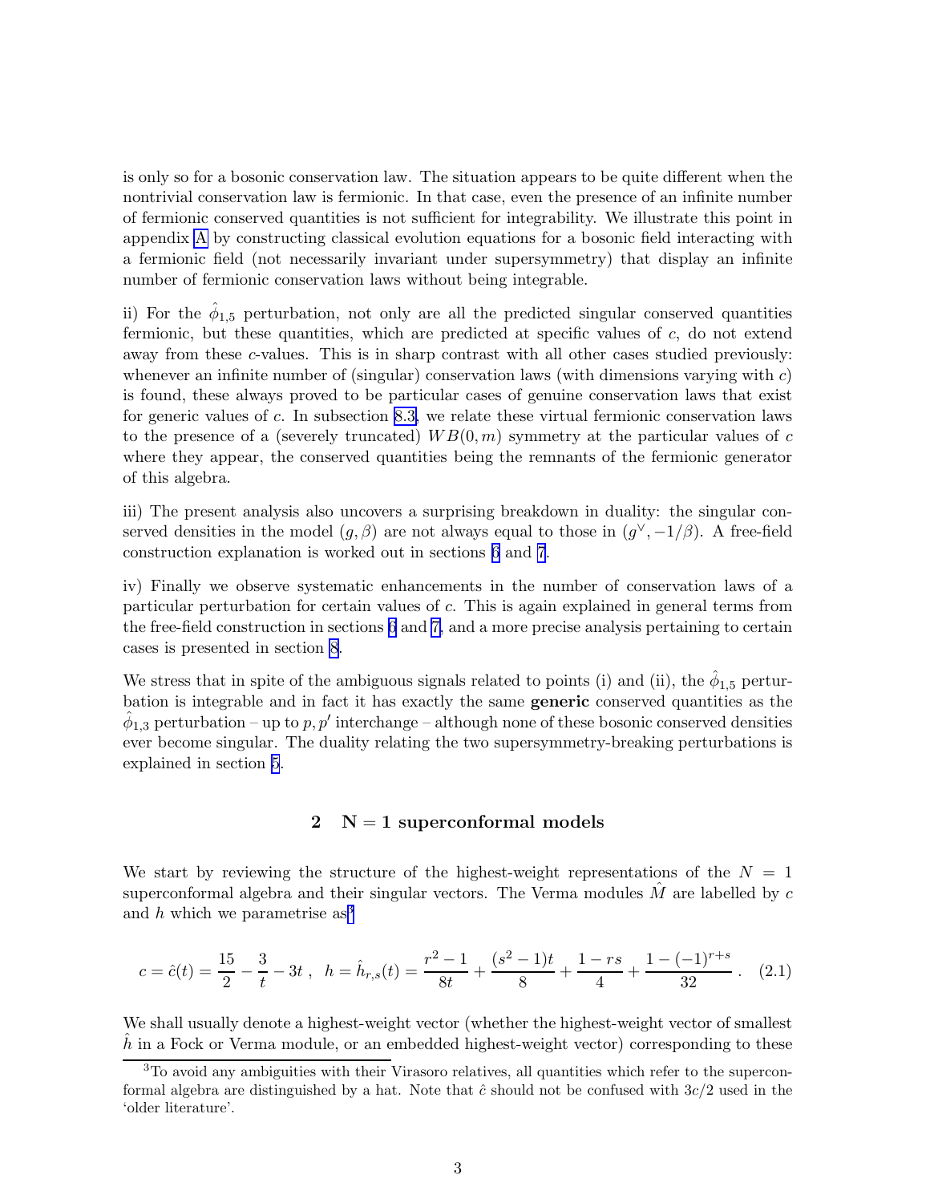is only so for a bosonic conservation law. The situation appears to be quite different when the nontrivial conservation law is fermionic. In that case, even the presence of an infinite number of fermionic conserved quantities is not sufficient for integrability. We illustrate this point in appendix A by constructing classical evolution equations for a bosonic field interacting with a fermionic field (not necessarily invariant under supersymmetry) that display an infinite number of fermionic conservation laws without being integrable.

ii) For the $\hat{\phi}_{1,5}$ perturbation, not only are all the predicted singular conserved quantities fermionic, but these quantities, which are predicted at specific values of $c$, do not extend away from these $c$-values. This is in sharp contrast with all other cases studied previously: whenever an infinite number of (singular) conservation laws (with dimensions varying with $c$) is found, these always proved to be particular cases of genuine conservation laws that exist for generic values of $c$. In subsection 8.3, we relate these virtual fermionic conservation laws to the presence of a (severely truncated) $WB(0,m)$ symmetry at the particular values of $c$ where they appear, the conserved quantities being the remnants of the fermionic generator of this algebra.

iii) The present analysis also uncovers a surprising breakdown in duality: the singular conserved densities in the model $(g, \beta)$ are not always equal to those in $(g^\vee, -1/\beta)$. A free-field construction explanation is worked out in sections 6 and 7.

iv) Finally we observe systematic enhancements in the number of conservation laws of a particular perturbation for certain values of $c$. This is again explained in general terms from the free-field construction in sections 6 and 7, and a more precise analysis pertaining to certain cases is presented in section 8.

We stress that in spite of the ambiguous signals related to points (i) and (ii), the $\hat{\phi}_{1,5}$ perturbation is integrable and in fact it has exactly the same **generic** conserved quantities as the $\hat{\phi}_{1,3}$ perturbation – up to $p, p'$ interchange – although none of these bosonic conserved densities ever become singular. The duality relating the two supersymmetry-breaking perturbations is explained in section 5.

## 2 N = 1 superconformal models

We start by reviewing the structure of the highest-weight representations of the $N = 1$ superconformal algebra and their singular vectors. The Verma modules $\hat{M}$ are labelled by $c$ and $h$ which we parametrise as[3]

$$c = \hat{c}(t) = \frac{15}{2} - \frac{3}{t} - 3t\ , \quad h = \hat{h}_{r,s}(t) = \frac{r^2-1}{8t} + \frac{(s^2-1)t}{8} + \frac{1-rs}{4} + \frac{1-(-1)^{r+s}}{32}\ . \quad (2.1)$$

We shall usually denote a highest-weight vector (whether the highest-weight vector of smallest $\hat{h}$ in a Fock or Verma module, or an embedded highest-weight vector) corresponding to these

[3] To avoid any ambiguities with their Virasoro relatives, all quantities which refer to the superconformal algebra are distinguished by a hat. Note that $\hat{c}$ should not be confused with $3c/2$ used in the 'older literature'.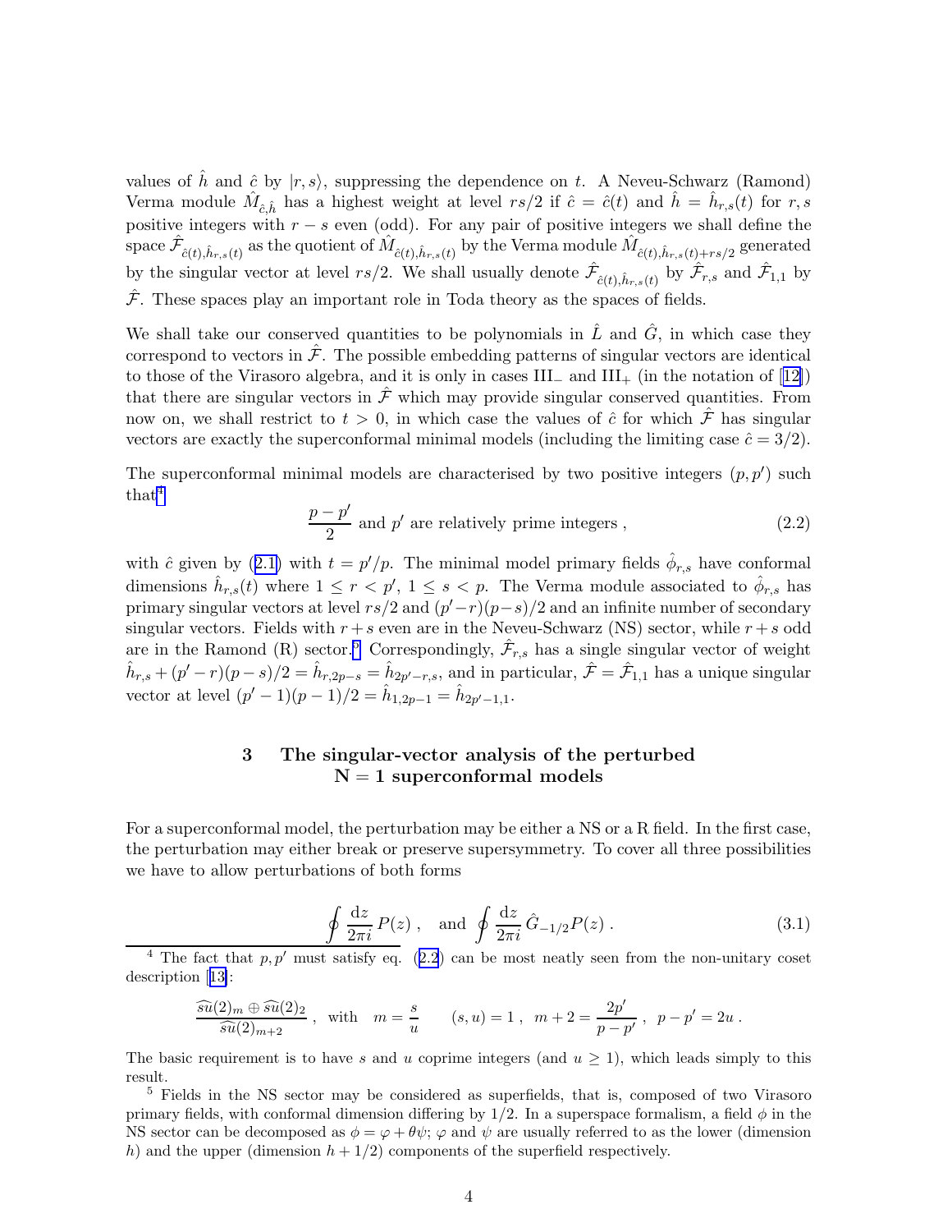values of $\hat{h}$ and $\hat{c}$ by $|r,s\rangle$, suppressing the dependence on $t$. A Neveu-Schwarz (Ramond) Verma module $\hat{M}_{\hat{c},\hat{h}}$ has a highest weight at level $rs/2$ if $\hat{c} = \hat{c}(t)$ and $\hat{h} = \hat{h}_{r,s}(t)$ for $r,s$ positive integers with $r-s$ even (odd). For any pair of positive integers we shall define the space $\hat{\mathcal{F}}_{\hat{c}(t),\hat{h}_{r,s}(t)}$ as the quotient of $\hat{M}_{\hat{c}(t),\hat{h}_{r,s}(t)}$ by the Verma module $\hat{M}_{\hat{c}(t),\hat{h}_{r,s}(t)+rs/2}$ generated by the singular vector at level $rs/2$. We shall usually denote $\hat{\mathcal{F}}_{\hat{c}(t),\hat{h}_{r,s}(t)}$ by $\hat{\mathcal{F}}_{r,s}$ and $\hat{\mathcal{F}}_{1,1}$ by $\hat{\mathcal{F}}$. These spaces play an important role in Toda theory as the spaces of fields.

We shall take our conserved quantities to be polynomials in $\hat{L}$ and $\hat{G}$, in which case they correspond to vectors in $\hat{\mathcal{F}}$. The possible embedding patterns of singular vectors are identical to those of the Virasoro algebra, and it is only in cases III$_-$ and III$_+$ (in the notation of [12]) that there are singular vectors in $\hat{\mathcal{F}}$ which may provide singular conserved quantities. From now on, we shall restrict to $t > 0$, in which case the values of $\hat{c}$ for which $\hat{\mathcal{F}}$ has singular vectors are exactly the superconformal minimal models (including the limiting case $\hat{c} = 3/2$).

The superconformal minimal models are characterised by two positive integers $(p,p')$ such that[4]

$$\frac{p-p'}{2} \text{ and } p' \text{ are relatively prime integers} , \tag{2.2}$$

with $\hat{c}$ given by (2.1) with $t = p'/p$. The minimal model primary fields $\hat{\phi}_{r,s}$ have conformal dimensions $\hat{h}_{r,s}(t)$ where $1 \le r < p'$, $1 \le s < p$. The Verma module associated to $\hat{\phi}_{r,s}$ has primary singular vectors at level $rs/2$ and $(p'-r)(p-s)/2$ and an infinite number of secondary singular vectors. Fields with $r+s$ even are in the Neveu-Schwarz (NS) sector, while $r+s$ odd are in the Ramond (R) sector.[5] Correspondingly, $\hat{\mathcal{F}}_{r,s}$ has a single singular vector of weight $\hat{h}_{r,s} + (p'-r)(p-s)/2 = \hat{h}_{r,2p-s} = \hat{h}_{2p'-r,s}$, and in particular, $\hat{\mathcal{F}} = \hat{\mathcal{F}}_{1,1}$ has a unique singular vector at level $(p'-1)(p-1)/2 = \hat{h}_{1,2p-1} = \hat{h}_{2p'-1,1}$.

## 3 The singular-vector analysis of the perturbed N = 1 superconformal models

For a superconformal model, the perturbation may be either a NS or a R field. In the first case, the perturbation may either break or preserve supersymmetry. To cover all three possibilities we have to allow perturbations of both forms

$$\oint \frac{\mathrm{d}z}{2\pi i}\, P(z) \ , \quad \text{and} \ \oint \frac{\mathrm{d}z}{2\pi i}\, \hat{G}_{-1/2} P(z) \ . \tag{3.1}$$

[4] The fact that $p,p'$ must satisfy eq. (2.2) can be most neatly seen from the non-unitary coset description [13]:

$$\frac{\widehat{su}(2)_m \oplus \widehat{su}(2)_2}{\widehat{su}(2)_{m+2}} \ , \ \ \text{with} \quad m = \frac{s}{u} \qquad (s,u) = 1 \ , \ \ m+2 = \frac{2p'}{p-p'} \ , \ \ p - p' = 2u \ .$$

The basic requirement is to have $s$ and $u$ coprime integers (and $u \ge 1$), which leads simply to this result.

[5] Fields in the NS sector may be considered as superfields, that is, composed of two Virasoro primary fields, with conformal dimension differing by 1/2. In a superspace formalism, a field $\phi$ in the NS sector can be decomposed as $\phi = \varphi + \theta\psi$; $\varphi$ and $\psi$ are usually referred to as the lower (dimension $h$) and the upper (dimension $h + 1/2$) components of the superfield respectively.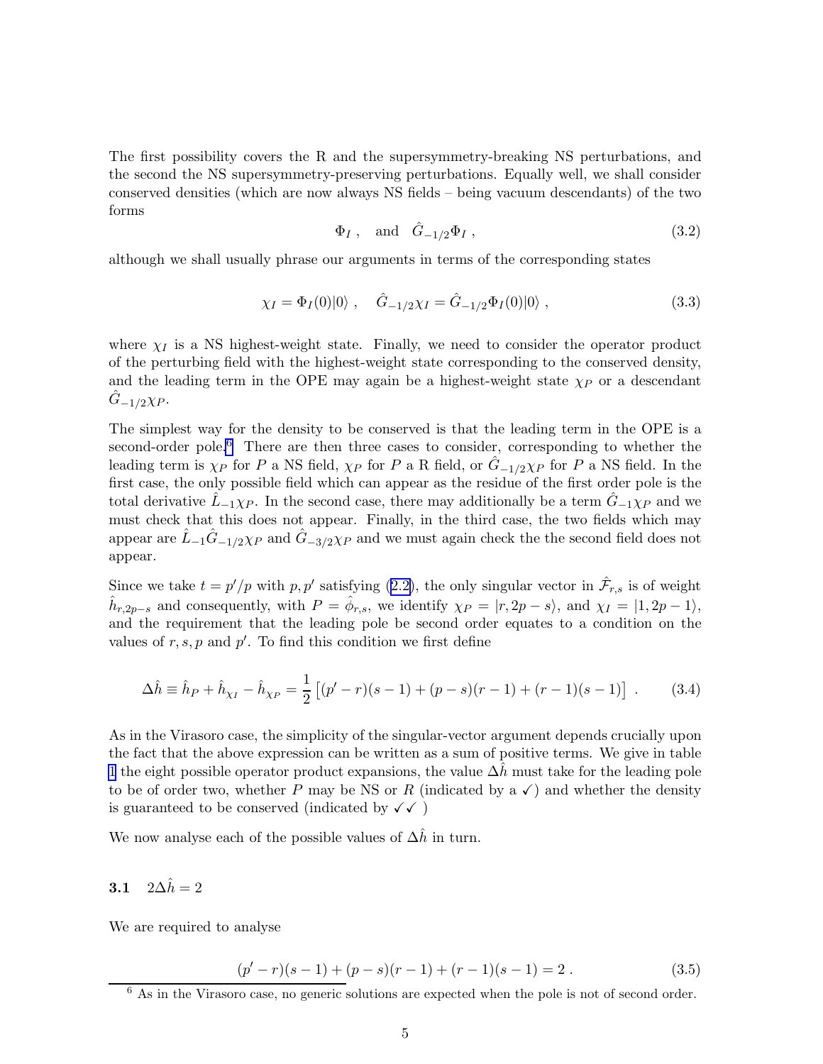The first possibility covers the R and the supersymmetry-breaking NS perturbations, and the second the NS supersymmetry-preserving perturbations. Equally well, we shall consider conserved densities (which are now always NS fields – being vacuum descendants) of the two forms

$$\Phi_I\ , \quad \text{and} \quad \hat{G}_{-1/2}\Phi_I\ , \tag{3.2}$$

although we shall usually phrase our arguments in terms of the corresponding states

$$\chi_I = \Phi_I(0)|0\rangle\ , \quad \hat{G}_{-1/2}\chi_I = \hat{G}_{-1/2}\Phi_I(0)|0\rangle\ , \tag{3.3}$$

where $\chi_I$ is a NS highest-weight state. Finally, we need to consider the operator product of the perturbing field with the highest-weight state corresponding to the conserved density, and the leading term in the OPE may again be a highest-weight state $\chi_P$ or a descendant $\hat{G}_{-1/2}\chi_P$.

The simplest way for the density to be conserved is that the leading term in the OPE is a second-order pole.[6] There are then three cases to consider, corresponding to whether the leading term is $\chi_P$ for $P$ a NS field, $\chi_P$ for $P$ a R field, or $\hat{G}_{-1/2}\chi_P$ for $P$ a NS field. In the first case, the only possible field which can appear as the residue of the first order pole is the total derivative $\hat{L}_{-1}\chi_P$. In the second case, there may additionally be a term $\hat{G}_{-1}\chi_P$ and we must check that this does not appear. Finally, in the third case, the two fields which may appear are $\hat{L}_{-1}\hat{G}_{-1/2}\chi_P$ and $\hat{G}_{-3/2}\chi_P$ and we must again check the the second field does not appear.

Since we take $t = p'/p$ with $p, p'$ satisfying (2.2), the only singular vector in $\hat{\mathcal{F}}_{r,s}$ is of weight $\hat{h}_{r,2p-s}$ and consequently, with $P = \hat{\phi}_{r,s}$, we identify $\chi_P = |r, 2p-s\rangle$, and $\chi_I = |1, 2p-1\rangle$, and the requirement that the leading pole be second order equates to a condition on the values of $r, s, p$ and $p'$. To find this condition we first define

$$\Delta\hat{h} \equiv \hat{h}_P + \hat{h}_{\chi_I} - \hat{h}_{\chi_P} = \frac{1}{2}\left[(p'-r)(s-1) + (p-s)(r-1) + (r-1)(s-1)\right]\ . \tag{3.4}$$

As in the Virasoro case, the simplicity of the singular-vector argument depends crucially upon the fact that the above expression can be written as a sum of positive terms. We give in table 1 the eight possible operator product expansions, the value $\Delta\hat{h}$ must take for the leading pole to be of order two, whether $P$ may be NS or $R$ (indicated by a ✓) and whether the density is guaranteed to be conserved (indicated by ✓✓ )

We now analyse each of the possible values of $\Delta\hat{h}$ in turn.

### 3.1 $2\Delta\hat{h} = 2$

We are required to analyse

$$(p'-r)(s-1) + (p-s)(r-1) + (r-1)(s-1) = 2\ . \tag{3.5}$$

[6] As in the Virasoro case, no generic solutions are expected when the pole is not of second order.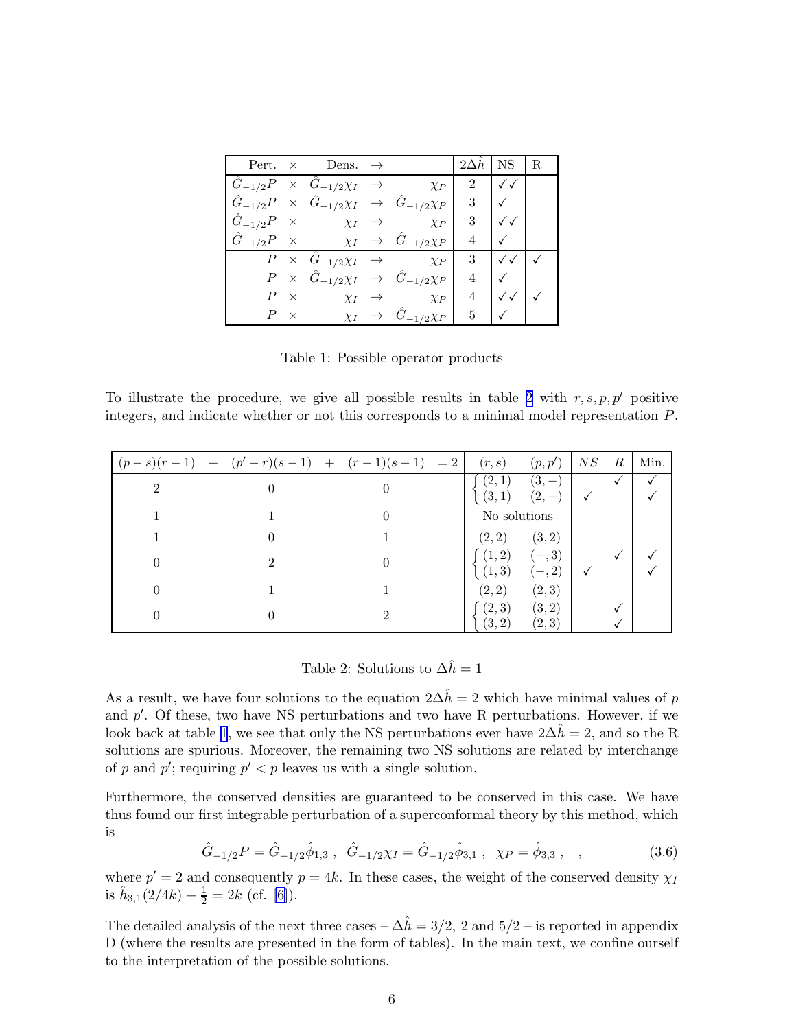| Pert. | $\times$ | Dens. | $\rightarrow$ | | $2\Delta\hat{h}$ | NS | R |
|---|---|---|---|---|---|---|---|
| $\hat{G}_{-1/2}P$ | $\times$ | $\hat{G}_{-1/2}\chi_I$ | $\rightarrow$ | $\chi_P$ | 2 | ✓✓ | |
| $\hat{G}_{-1/2}P$ | $\times$ | $\hat{G}_{-1/2}\chi_I$ | $\rightarrow$ | $\hat{G}_{-1/2}\chi_P$ | 3 | ✓ | |
| $\hat{G}_{-1/2}P$ | $\times$ | $\chi_I$ | $\rightarrow$ | $\chi_P$ | 3 | ✓✓ | |
| $\hat{G}_{-1/2}P$ | $\times$ | $\chi_I$ | $\rightarrow$ | $\hat{G}_{-1/2}\chi_P$ | 4 | ✓ | |
| $P$ | $\times$ | $\hat{G}_{-1/2}\chi_I$ | $\rightarrow$ | $\chi_P$ | 3 | ✓✓ | ✓ |
| $P$ | $\times$ | $\hat{G}_{-1/2}\chi_I$ | $\rightarrow$ | $\hat{G}_{-1/2}\chi_P$ | 4 | ✓ | |
| $P$ | $\times$ | $\chi_I$ | $\rightarrow$ | $\chi_P$ | 4 | ✓✓ | ✓ |
| $P$ | $\times$ | $\chi_I$ | $\rightarrow$ | $\hat{G}_{-1/2}\chi_P$ | 5 | ✓ | |

Table 1: Possible operator products

To illustrate the procedure, we give all possible results in table 2 with $r, s, p, p'$ positive integers, and indicate whether or not this corresponds to a minimal model representation $P$.

| $(p-s)(r-1)$ | + | $(p'-r)(s-1)$ | + | $(r-1)(s-1)$ | $=2$ | $(r,s)$ | $(p,p')$ | $NS$ | $R$ | Min. |
|---|---|---|---|---|---|---|---|---|---|---|
| 2 | | 0 | | 0 | | $(2,1)$ | $(3,-)$ | | ✓ | ✓ |
| | | | | | | $(3,1)$ | $(2,-)$ | ✓ | | ✓ |
| 1 | | 1 | | 0 | | No solutions | | | | |
| 1 | | 0 | | 1 | | $(2,2)$ | $(3,2)$ | | | |
| 0 | | 2 | | 0 | | $(1,2)$ | $(-,3)$ | | ✓ | ✓ |
| | | | | | | $(1,3)$ | $(-,2)$ | ✓ | | ✓ |
| 0 | | 1 | | 1 | | $(2,2)$ | $(2,3)$ | | | |
| 0 | | 0 | | 2 | | $(2,3)$ | $(3,2)$ | | ✓ | |
| | | | | | | $(3,2)$ | $(2,3)$ | | ✓ | |

Table 2: Solutions to $\Delta\hat{h} = 1$

As a result, we have four solutions to the equation $2\Delta\hat{h} = 2$ which have minimal values of $p$ and $p'$. Of these, two have NS perturbations and two have R perturbations. However, if we look back at table 1, we see that only the NS perturbations ever have $2\Delta\hat{h} = 2$, and so the R solutions are spurious. Moreover, the remaining two NS solutions are related by interchange of $p$ and $p'$; requiring $p' < p$ leaves us with a single solution.

Furthermore, the conserved densities are guaranteed to be conserved in this case. We have thus found our first integrable perturbation of a superconformal theory by this method, which is

$$\hat{G}_{-1/2}P = \hat{G}_{-1/2}\hat{\phi}_{1,3}\ ,\ \ \hat{G}_{-1/2}\chi_I = \hat{G}_{-1/2}\hat{\phi}_{3,1}\ ,\ \ \chi_P = \hat{\phi}_{3,3}\ ,\quad , \tag{3.6}$$

where $p' = 2$ and consequently $p = 4k$. In these cases, the weight of the conserved density $\chi_I$ is $\hat{h}_{3,1}(2/4k) + \frac{1}{2} = 2k$ (cf. [6]).

The detailed analysis of the next three cases – $\Delta\hat{h} = 3/2$, 2 and $5/2$ – is reported in appendix D (where the results are presented in the form of tables). In the main text, we confine ourself to the interpretation of the possible solutions.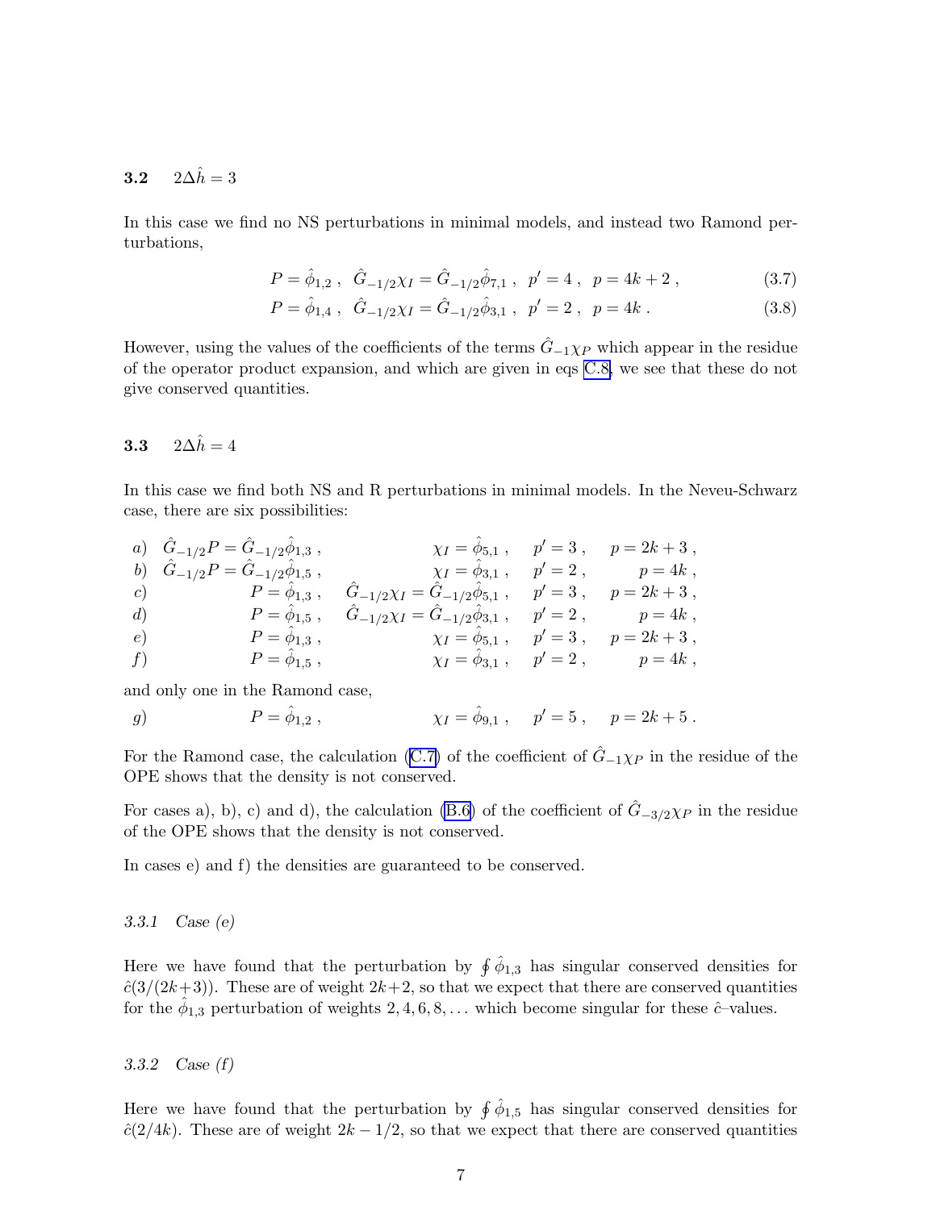### 3.2 $2\Delta\hat{h} = 3$

In this case we find no NS perturbations in minimal models, and instead two Ramond perturbations,

$$P = \hat{\phi}_{1,2} \; , \;\; \hat{G}_{-1/2}\chi_I = \hat{G}_{-1/2}\hat{\phi}_{7,1} \; , \;\; p' = 4 \; , \;\; p = 4k+2 \; , \tag{3.7}$$

$$P = \hat{\phi}_{1,4} \; , \;\; \hat{G}_{-1/2}\chi_I = \hat{G}_{-1/2}\hat{\phi}_{3,1} \; , \;\; p' = 2 \; , \;\; p = 4k \; . \tag{3.8}$$

However, using the values of the coefficients of the terms $\hat{G}_{-1}\chi_P$ which appear in the residue of the operator product expansion, and which are given in eqs C.8, we see that these do not give conserved quantities.

### 3.3 $2\Delta\hat{h} = 4$

In this case we find both NS and R perturbations in minimal models. In the Neveu-Schwarz case, there are six possibilities:

$$
\begin{array}{llllll}
a) & \hat{G}_{-1/2}P = \hat{G}_{-1/2}\hat{\phi}_{1,3} \; , & \chi_I = \hat{\phi}_{5,1} \; , & p' = 3 \; , & p = 2k+3 \; , \\
b) & \hat{G}_{-1/2}P = \hat{G}_{-1/2}\hat{\phi}_{1,5} \; , & \chi_I = \hat{\phi}_{3,1} \; , & p' = 2 \; , & p = 4k \; , \\
c) & P = \hat{\phi}_{1,3} \; , & \hat{G}_{-1/2}\chi_I = \hat{G}_{-1/2}\hat{\phi}_{5,1} \; , & p' = 3 \; , & p = 2k+3 \; , \\
d) & P = \hat{\phi}_{1,5} \; , & \hat{G}_{-1/2}\chi_I = \hat{G}_{-1/2}\hat{\phi}_{3,1} \; , & p' = 2 \; , & p = 4k \; , \\
e) & P = \hat{\phi}_{1,3} \; , & \chi_I = \hat{\phi}_{5,1} \; , & p' = 3 \; , & p = 2k+3 \; , \\
f) & P = \hat{\phi}_{1,5} \; , & \chi_I = \hat{\phi}_{3,1} \; , & p' = 2 \; , & p = 4k \; ,
\end{array}
$$

and only one in the Ramond case,

$$
\begin{array}{llllll}
g) & P = \hat{\phi}_{1,2} \; , & \chi_I = \hat{\phi}_{9,1} \; , & p' = 5 \; , & p = 2k+5 \; .
\end{array}
$$

For the Ramond case, the calculation (C.7) of the coefficient of $\hat{G}_{-1}\chi_P$ in the residue of the OPE shows that the density is not conserved.

For cases a), b), c) and d), the calculation (B.6) of the coefficient of $\hat{G}_{-3/2}\chi_P$ in the residue of the OPE shows that the density is not conserved.

In cases e) and f) the densities are guaranteed to be conserved.

#### 3.3.1 *Case (e)*

Here we have found that the perturbation by $\oint \hat{\phi}_{1,3}$ has singular conserved densities for $\hat{c}(3/(2k+3))$. These are of weight $2k+2$, so that we expect that there are conserved quantities for the $\hat{\phi}_{1,3}$ perturbation of weights $2, 4, 6, 8, \ldots$ which become singular for these $\hat{c}$–values.

#### 3.3.2 *Case (f)*

Here we have found that the perturbation by $\oint \hat{\phi}_{1,5}$ has singular conserved densities for $\hat{c}(2/4k)$. These are of weight $2k - 1/2$, so that we expect that there are conserved quantities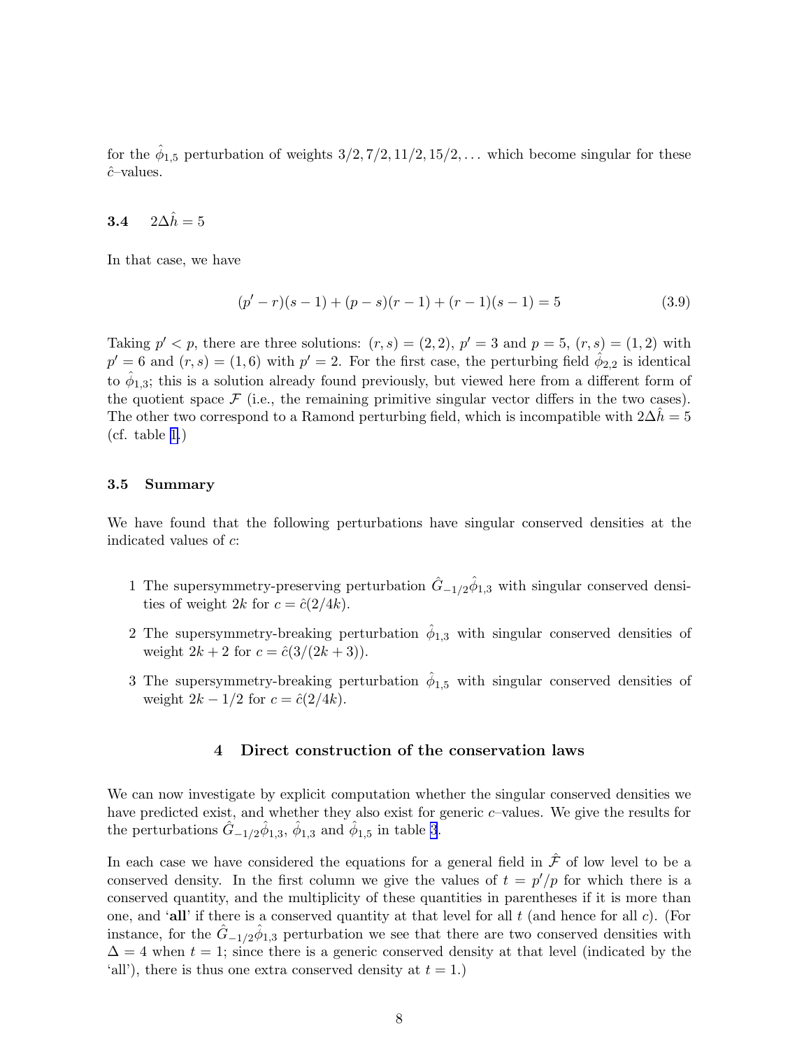for the $\hat{\phi}_{1,5}$ perturbation of weights $3/2, 7/2, 11/2, 15/2, \ldots$ which become singular for these $\hat{c}$–values.

### 3.4 $2\Delta\hat{h} = 5$

In that case, we have

$$(p' - r)(s-1) + (p-s)(r-1) + (r-1)(s-1) = 5 \tag{3.9}$$

Taking $p' < p$, there are three solutions: $(r, s) = (2, 2)$, $p' = 3$ and $p = 5$, $(r, s) = (1, 2)$ with $p' = 6$ and $(r, s) = (1, 6)$ with $p' = 2$. For the first case, the perturbing field $\hat{\phi}_{2,2}$ is identical to $\hat{\phi}_{1,3}$; this is a solution already found previously, but viewed here from a different form of the quotient space $\mathcal{F}$ (i.e., the remaining primitive singular vector differs in the two cases). The other two correspond to a Ramond perturbing field, which is incompatible with $2\Delta\hat{h} = 5$ (cf. table 1.)

### 3.5 Summary

We have found that the following perturbations have singular conserved densities at the indicated values of $c$:

1 The supersymmetry-preserving perturbation $\hat{G}_{-1/2}\hat{\phi}_{1,3}$ with singular conserved densities of weight $2k$ for $c = \hat{c}(2/4k)$.

2 The supersymmetry-breaking perturbation $\hat{\phi}_{1,3}$ with singular conserved densities of weight $2k + 2$ for $c = \hat{c}(3/(2k + 3))$.

3 The supersymmetry-breaking perturbation $\hat{\phi}_{1,5}$ with singular conserved densities of weight $2k - 1/2$ for $c = \hat{c}(2/4k)$.

## 4 Direct construction of the conservation laws

We can now investigate by explicit computation whether the singular conserved densities we have predicted exist, and whether they also exist for generic $c$–values. We give the results for the perturbations $\hat{G}_{-1/2}\hat{\phi}_{1,3}$, $\hat{\phi}_{1,3}$ and $\hat{\phi}_{1,5}$ in table 3.

In each case we have considered the equations for a general field in $\hat{\mathcal{F}}$ of low level to be a conserved density. In the first column we give the values of $t = p'/p$ for which there is a conserved quantity, and the multiplicity of these quantities in parentheses if it is more than one, and '**all**' if there is a conserved quantity at that level for all $t$ (and hence for all $c$). (For instance, for the $\hat{G}_{-1/2}\hat{\phi}_{1,3}$ perturbation we see that there are two conserved densities with $\Delta = 4$ when $t = 1$; since there is a generic conserved density at that level (indicated by the 'all'), there is thus one extra conserved density at $t = 1$.)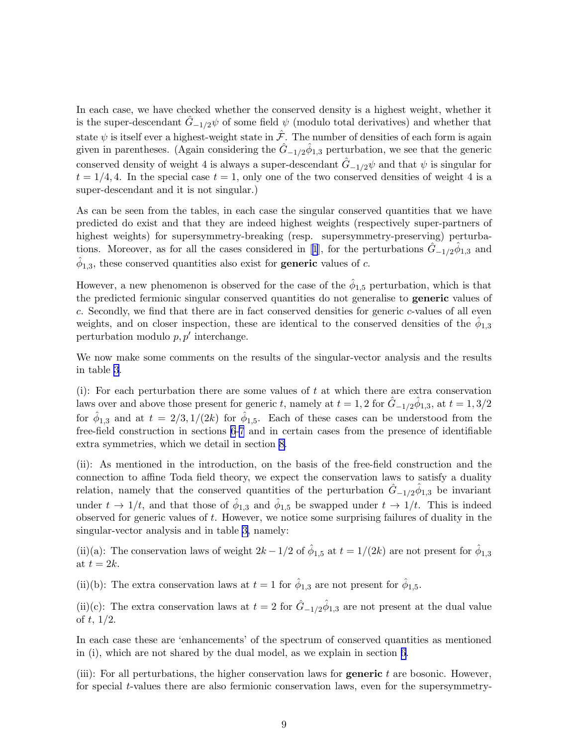In each case, we have checked whether the conserved density is a highest weight, whether it is the super-descendant $\hat{G}_{-1/2}\psi$ of some field $\psi$ (modulo total derivatives) and whether that state $\psi$ is itself ever a highest-weight state in $\hat{\mathcal{F}}$. The number of densities of each form is again given in parentheses. (Again considering the $\hat{G}_{-1/2}\hat{\phi}_{1,3}$ perturbation, we see that the generic conserved density of weight 4 is always a super-descendant $\hat{G}_{-1/2}\psi$ and that $\psi$ is singular for $t = 1/4, 4$. In the special case $t = 1$, only one of the two conserved densities of weight 4 is a super-descendant and it is not singular.)

As can be seen from the tables, in each case the singular conserved quantities that we have predicted do exist and that they are indeed highest weights (respectively super-partners of highest weights) for supersymmetry-breaking (resp. supersymmetry-preserving) perturbations. Moreover, as for all the cases considered in [1], for the perturbations $\hat{G}_{-1/2}\hat{\phi}_{1,3}$ and $\hat{\phi}_{1,3}$, these conserved quantities also exist for **generic** values of $c$.

However, a new phenomenon is observed for the case of the $\hat{\phi}_{1,5}$ perturbation, which is that the predicted fermionic singular conserved quantities do not generalise to **generic** values of $c$. Secondly, we find that there are in fact conserved densities for generic $c$-values of all even weights, and on closer inspection, these are identical to the conserved densities of the $\hat{\phi}_{1,3}$ perturbation modulo $p, p'$ interchange.

We now make some comments on the results of the singular-vector analysis and the results in table 3.

(i): For each perturbation there are some values of $t$ at which there are extra conservation laws over and above those present for generic $t$, namely at $t = 1, 2$ for $\hat{G}_{-1/2}\hat{\phi}_{1,3}$, at $t = 1, 3/2$ for $\hat{\phi}_{1,3}$ and at $t = 2/3, 1/(2k)$ for $\hat{\phi}_{1,5}$. Each of these cases can be understood from the free-field construction in sections 6–7 and in certain cases from the presence of identifiable extra symmetries, which we detail in section 8.

(ii): As mentioned in the introduction, on the basis of the free-field construction and the connection to affine Toda field theory, we expect the conservation laws to satisfy a duality relation, namely that the conserved quantities of the perturbation $\hat{G}_{-1/2}\hat{\phi}_{1,3}$ be invariant under $t \to 1/t$, and that those of $\hat{\phi}_{1,3}$ and $\hat{\phi}_{1,5}$ be swapped under $t \to 1/t$. This is indeed observed for generic values of $t$. However, we notice some surprising failures of duality in the singular-vector analysis and in table 3, namely:

(ii)(a): The conservation laws of weight $2k - 1/2$ of $\hat{\phi}_{1,5}$ at $t = 1/(2k)$ are not present for $\hat{\phi}_{1,3}$ at $t = 2k$.

(ii)(b): The extra conservation laws at $t = 1$ for $\hat{\phi}_{1,3}$ are not present for $\hat{\phi}_{1,5}$.

(ii)(c): The extra conservation laws at $t = 2$ for $\hat{G}_{-1/2}\hat{\phi}_{1,3}$ are not present at the dual value of $t$, $1/2$.

In each case these are 'enhancements' of the spectrum of conserved quantities as mentioned in (i), which are not shared by the dual model, as we explain in section 6.

(iii): For all perturbations, the higher conservation laws for **generic** $t$ are bosonic. However, for special $t$-values there are also fermionic conservation laws, even for the supersymmetry-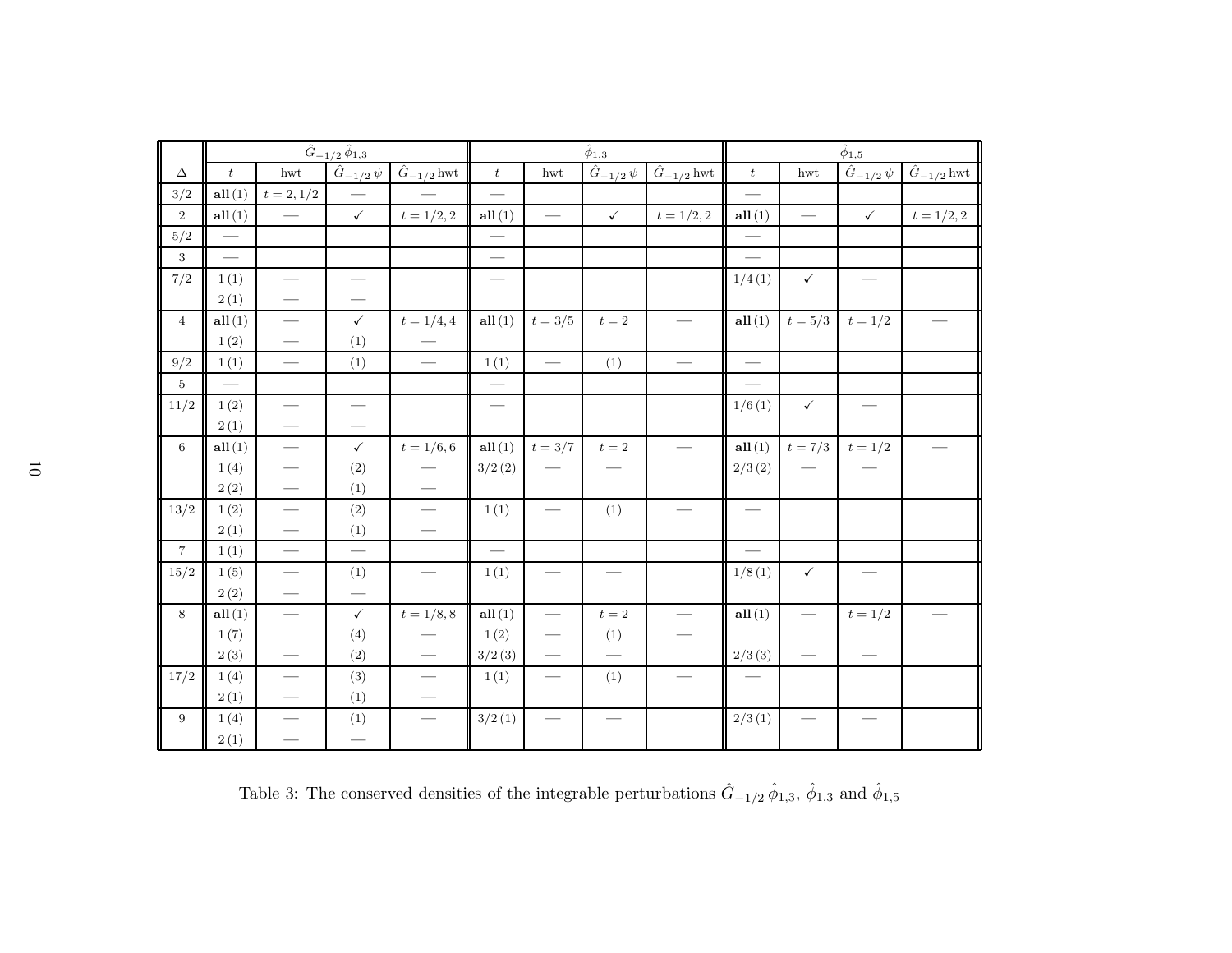| | $\hat{G}_{-1/2}\,\hat{\phi}_{1,3}$ | | | | $\hat{\phi}_{1,3}$ | | | | $\hat{\phi}_{1,5}$ | | | |
|---|---|---|---|---|---|---|---|---|---|---|---|---|
| $\Delta$ | $t$ | hwt | $\hat{G}_{-1/2}\,\psi$ | $\hat{G}_{-1/2}\,$hwt | $t$ | hwt | $\hat{G}_{-1/2}\,\psi$ | $\hat{G}_{-1/2}\,$hwt | $t$ | hwt | $\hat{G}_{-1/2}\,\psi$ | $\hat{G}_{-1/2}\,$hwt |
| $3/2$ | **all** (1) | $t=2,1/2$ | — | — | — | | | | — | | | |
| $2$ | **all** (1) | — | ✓ | $t=1/2,2$ | **all** (1) | — | ✓ | $t=1/2,2$ | **all** (1) | — | ✓ | $t=1/2,2$ |
| $5/2$ | — | | | | — | | | | — | | | |
| $3$ | — | | | | — | | | | — | | | |
| $7/2$ | 1 (1) | — | — | | — | | | | $1/4$ (1) | ✓ | — | |
| | 2 (1) | — | — | | | | | | | | | |
| $4$ | **all** (1) | — | ✓ | $t=1/4,4$ | **all** (1) | $t=3/5$ | $t=2$ | — | **all** (1) | $t=5/3$ | $t=1/2$ | — |
| | 1 (2) | — | (1) | — | | | | | | | | |
| $9/2$ | 1 (1) | — | (1) | — | 1 (1) | — | (1) | — | — | | | |
| $5$ | — | | | | — | | | | — | | | |
| $11/2$ | 1 (2) | — | — | | — | | | | $1/6$ (1) | ✓ | — | |
| | 2 (1) | — | — | | | | | | | | | |
| $6$ | **all** (1) | — | ✓ | $t=1/6,6$ | **all** (1) | $t=3/7$ | $t=2$ | — | **all** (1) | $t=7/3$ | $t=1/2$ | — |
| | 1 (4) | — | (2) | — | $3/2$ (2) | — | — | | $2/3$ (2) | — | — | |
| | 2 (2) | — | (1) | — | | | | | | | | |
| $13/2$ | 1 (2) | — | (2) | — | 1 (1) | — | (1) | — | — | | | |
| | 2 (1) | — | (1) | — | | | | | | | | |
| $7$ | 1 (1) | — | — | | — | | | | — | | | |
| $15/2$ | 1 (5) | — | (1) | — | 1 (1) | — | — | | $1/8$ (1) | ✓ | — | |
| | 2 (2) | — | — | | | | | | | | | |
| $8$ | **all** (1) | — | ✓ | $t=1/8,8$ | **all** (1) | — | $t=2$ | — | **all** (1) | — | $t=1/2$ | — |
| | 1 (7) | | (4) | — | 1 (2) | — | (1) | — | | | | |
| | 2 (3) | — | (2) | — | $3/2$ (3) | — | — | | $2/3$ (3) | — | — | |
| $17/2$ | 1 (4) | — | (3) | — | 1 (1) | — | (1) | — | — | | | |
| | 2 (1) | — | (1) | — | | | | | | | | |
| $9$ | 1 (4) | — | (1) | — | $3/2$ (1) | — | — | | $2/3$ (1) | — | — | |
| | 2 (1) | — | — | | | | | | | | | |

Table 3: The conserved densities of the integrable perturbations $\hat{G}_{-1/2}\,\hat{\phi}_{1,3}$, $\hat{\phi}_{1,3}$ and $\hat{\phi}_{1,5}$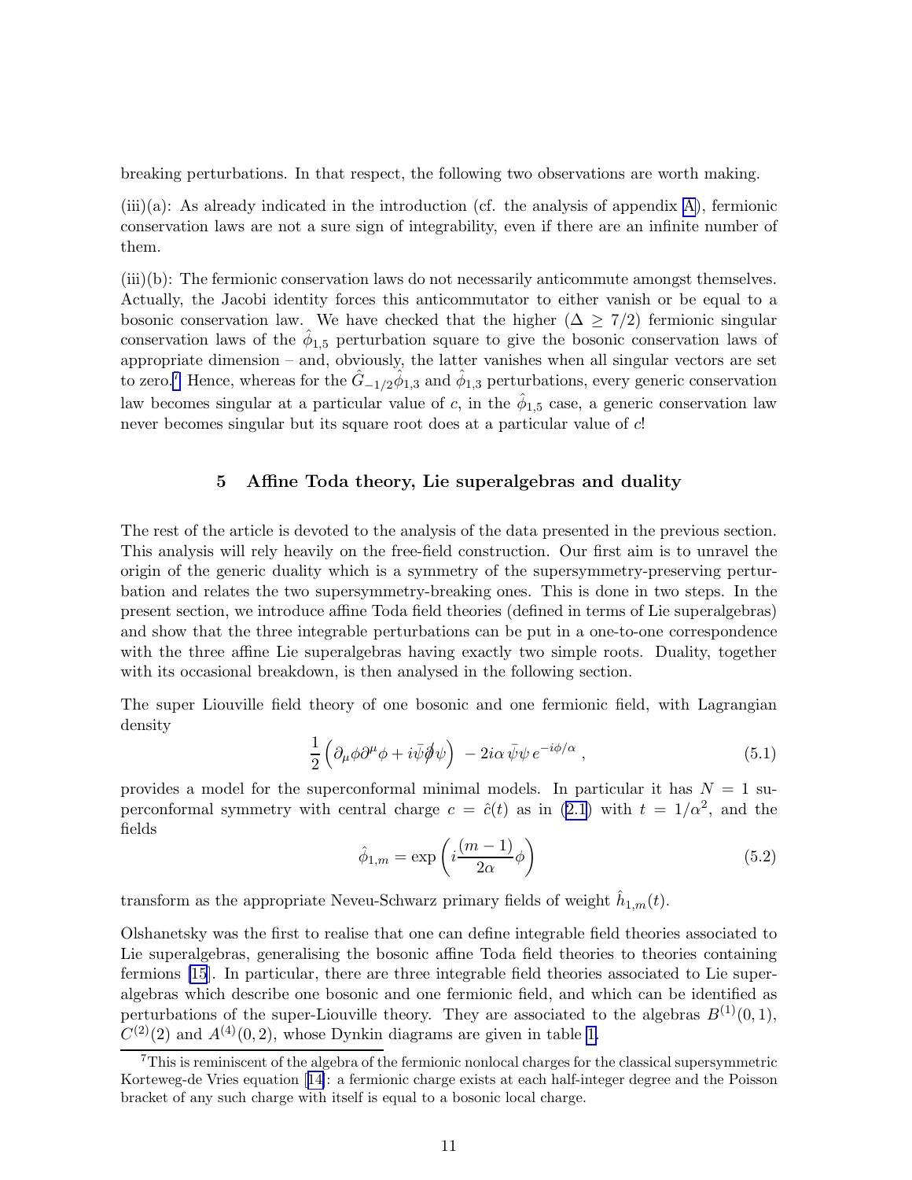breaking perturbations. In that respect, the following two observations are worth making.

(iii)(a): As already indicated in the introduction (cf. the analysis of appendix A), fermionic conservation laws are not a sure sign of integrability, even if there are an infinite number of them.

(iii)(b): The fermionic conservation laws do not necessarily anticommute amongst themselves. Actually, the Jacobi identity forces this anticommutator to either vanish or be equal to a bosonic conservation law. We have checked that the higher ($\Delta \geq 7/2$) fermionic singular conservation laws of the $\hat{\phi}_{1,5}$ perturbation square to give the bosonic conservation laws of appropriate dimension – and, obviously, the latter vanishes when all singular vectors are set to zero.[7] Hence, whereas for the $\hat{G}_{-1/2}\hat{\phi}_{1,3}$ and $\hat{\phi}_{1,3}$ perturbations, every generic conservation law becomes singular at a particular value of $c$, in the $\hat{\phi}_{1,5}$ case, a generic conservation law never becomes singular but its square root does at a particular value of $c$!

## 5 Affine Toda theory, Lie superalgebras and duality

The rest of the article is devoted to the analysis of the data presented in the previous section. This analysis will rely heavily on the free-field construction. Our first aim is to unravel the origin of the generic duality which is a symmetry of the supersymmetry-preserving perturbation and relates the two supersymmetry-breaking ones. This is done in two steps. In the present section, we introduce affine Toda field theories (defined in terms of Lie superalgebras) and show that the three integrable perturbations can be put in a one-to-one correspondence with the three affine Lie superalgebras having exactly two simple roots. Duality, together with its occasional breakdown, is then analysed in the following section.

The super Liouville field theory of one bosonic and one fermionic field, with Lagrangian density

$$\frac{1}{2}\left(\partial_\mu\phi\partial^\mu\phi + i\bar{\psi}\partial\!\!\!/\psi\right) \; - 2i\alpha\,\bar{\psi}\psi\,e^{-i\phi/\alpha}\,, \tag{5.1}$$

provides a model for the superconformal minimal models. In particular it has $N = 1$ superconformal symmetry with central charge $c = \hat{c}(t)$ as in (2.1) with $t = 1/\alpha^2$, and the fields

$$\hat{\phi}_{1,m} = \exp\left(i\frac{(m-1)}{2\alpha}\phi\right) \tag{5.2}$$

transform as the appropriate Neveu-Schwarz primary fields of weight $\hat{h}_{1,m}(t)$.

Olshanetsky was the first to realise that one can define integrable field theories associated to Lie superalgebras, generalising the bosonic affine Toda field theories to theories containing fermions [15]. In particular, there are three integrable field theories associated to Lie superalgebras which describe one bosonic and one fermionic field, and which can be identified as perturbations of the super-Liouville theory. They are associated to the algebras $B^{(1)}(0,1)$, $C^{(2)}(2)$ and $A^{(4)}(0,2)$, whose Dynkin diagrams are given in table 1.

[7] This is reminiscent of the algebra of the fermionic nonlocal charges for the classical supersymmetric Korteweg-de Vries equation [14]: a fermionic charge exists at each half-integer degree and the Poisson bracket of any such charge with itself is equal to a bosonic local charge.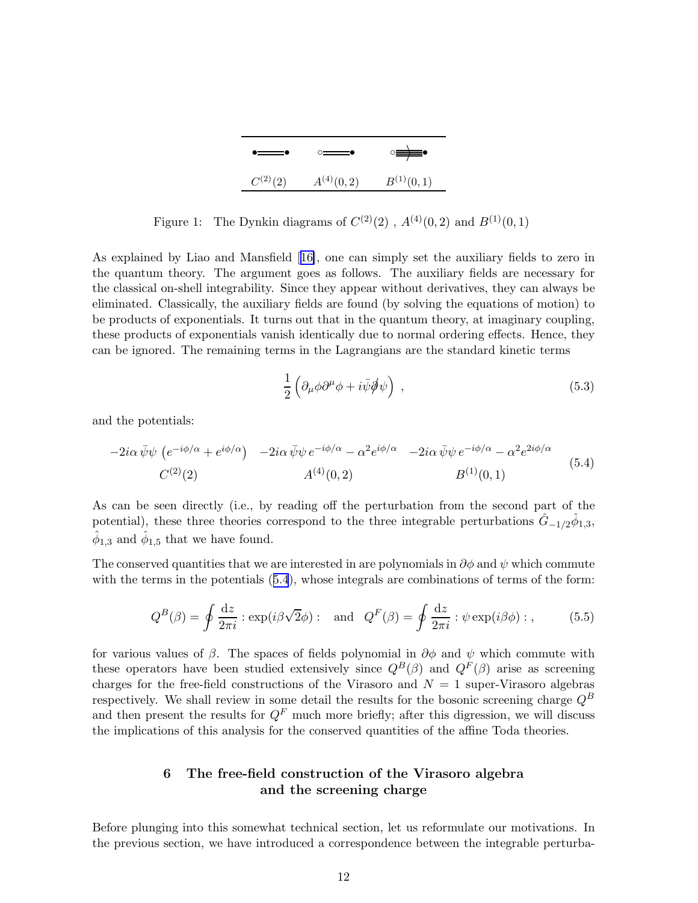| $\bullet\!\!=\!\!=\!\!\bullet$ | $\circ\!\!=\!\!=\!\!\bullet$ | $\circ\!\!\equiv\!\!\equiv\!\!\bullet$ |
|---|---|---|
| $C^{(2)}(2)$ | $A^{(4)}(0,2)$ | $B^{(1)}(0,1)$ |

Figure 1: The Dynkin diagrams of $C^{(2)}(2)$ , $A^{(4)}(0,2)$ and $B^{(1)}(0,1)$

As explained by Liao and Mansfield [16], one can simply set the auxiliary fields to zero in the quantum theory. The argument goes as follows. The auxiliary fields are necessary for the classical on-shell integrability. Since they appear without derivatives, they can always be eliminated. Classically, the auxiliary fields are found (by solving the equations of motion) to be products of exponentials. It turns out that in the quantum theory, at imaginary coupling, these products of exponentials vanish identically due to normal ordering effects. Hence, they can be ignored. The remaining terms in the Lagrangians are the standard kinetic terms

$$\frac{1}{2}\left(\partial_\mu\phi\partial^\mu\phi + i\bar{\psi}\partial\!\!\!/\psi\right) \; , \tag{5.3}$$

and the potentials:

$$\begin{array}{ccc} -2i\alpha\,\bar{\psi}\psi\,\left(e^{-i\phi/\alpha}+e^{i\phi/\alpha}\right) & -2i\alpha\,\bar{\psi}\psi\,e^{-i\phi/\alpha}-\alpha^2e^{i\phi/\alpha} & -2i\alpha\,\bar{\psi}\psi\,e^{-i\phi/\alpha}-\alpha^2e^{2i\phi/\alpha} \\ C^{(2)}(2) & A^{(4)}(0,2) & B^{(1)}(0,1) \end{array} \tag{5.4}$$

As can be seen directly (i.e., by reading off the perturbation from the second part of the potential), these three theories correspond to the three integrable perturbations $\hat{G}_{-1/2}\hat{\phi}_{1,3}$, $\hat{\phi}_{1,3}$ and $\hat{\phi}_{1,5}$ that we have found.

The conserved quantities that we are interested in are polynomials in $\partial\phi$ and $\psi$ which commute with the terms in the potentials (5.4), whose integrals are combinations of terms of the form:

$$Q^B(\beta) = \oint \frac{\mathrm{d}z}{2\pi i} :\exp(i\beta\sqrt{2}\phi): \quad \text{and} \quad Q^F(\beta) = \oint \frac{\mathrm{d}z}{2\pi i} :\psi\exp(i\beta\phi): \, , \tag{5.5}$$

for various values of $\beta$. The spaces of fields polynomial in $\partial\phi$ and $\psi$ which commute with these operators have been studied extensively since $Q^B(\beta)$ and $Q^F(\beta)$ arise as screening charges for the free-field constructions of the Virasoro and $N=1$ super-Virasoro algebras respectively. We shall review in some detail the results for the bosonic screening charge $Q^B$ and then present the results for $Q^F$ much more briefly; after this digression, we will discuss the implications of this analysis for the conserved quantities of the affine Toda theories.

## 6 The free-field construction of the Virasoro algebra and the screening charge

Before plunging into this somewhat technical section, let us reformulate our motivations. In the previous section, we have introduced a correspondence between the integrable perturba-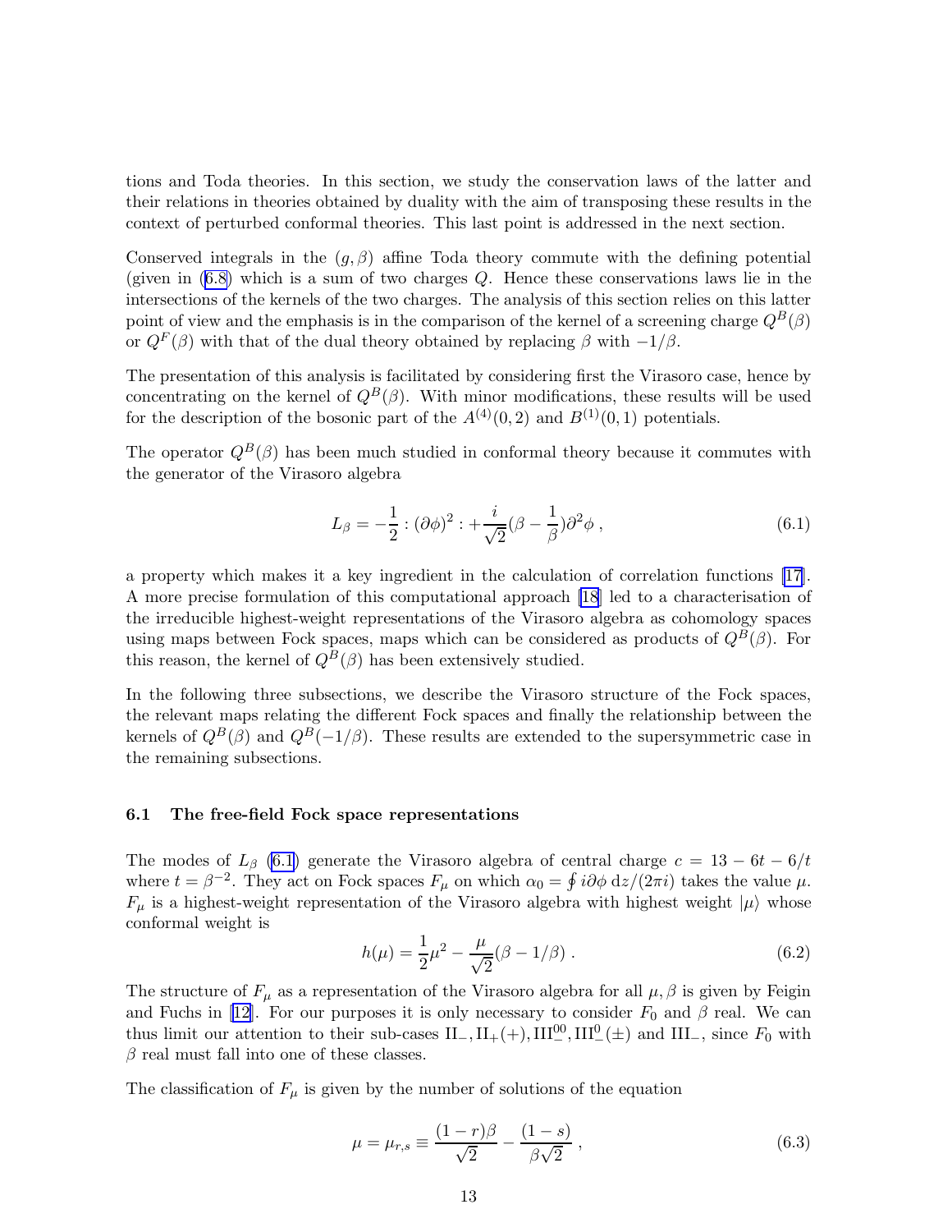tions and Toda theories. In this section, we study the conservation laws of the latter and their relations in theories obtained by duality with the aim of transposing these results in the context of perturbed conformal theories. This last point is addressed in the next section.

Conserved integrals in the $(g, \beta)$ affine Toda theory commute with the defining potential (given in (6.8) which is a sum of two charges $Q$. Hence these conservations laws lie in the intersections of the kernels of the two charges. The analysis of this section relies on this latter point of view and the emphasis is in the comparison of the kernel of a screening charge $Q^B(\beta)$ or $Q^F(\beta)$ with that of the dual theory obtained by replacing $\beta$ with $-1/\beta$.

The presentation of this analysis is facilitated by considering first the Virasoro case, hence by concentrating on the kernel of $Q^B(\beta)$. With minor modifications, these results will be used for the description of the bosonic part of the $A^{(4)}(0,2)$ and $B^{(1)}(0,1)$ potentials.

The operator $Q^B(\beta)$ has been much studied in conformal theory because it commutes with the generator of the Virasoro algebra

$$L_\beta = -\frac{1}{2} : (\partial\phi)^2 : + \frac{i}{\sqrt{2}}(\beta - \frac{1}{\beta})\partial^2\phi \, , \tag{6.1}$$

a property which makes it a key ingredient in the calculation of correlation functions [17]. A more precise formulation of this computational approach [18] led to a characterisation of the irreducible highest-weight representations of the Virasoro algebra as cohomology spaces using maps between Fock spaces, maps which can be considered as products of $Q^B(\beta)$. For this reason, the kernel of $Q^B(\beta)$ has been extensively studied.

In the following three subsections, we describe the Virasoro structure of the Fock spaces, the relevant maps relating the different Fock spaces and finally the relationship between the kernels of $Q^B(\beta)$ and $Q^B(-1/\beta)$. These results are extended to the supersymmetric case in the remaining subsections.

### 6.1 The free-field Fock space representations

The modes of $L_\beta$ (6.1) generate the Virasoro algebra of central charge $c = 13 - 6t - 6/t$ where $t = \beta^{-2}$. They act on Fock spaces $F_\mu$ on which $\alpha_0 = \oint i\partial\phi \, \mathrm{d}z/(2\pi i)$ takes the value $\mu$. $F_\mu$ is a highest-weight representation of the Virasoro algebra with highest weight $|\mu\rangle$ whose conformal weight is

$$h(\mu) = \frac{1}{2}\mu^2 - \frac{\mu}{\sqrt{2}}(\beta - 1/\beta) \, . \tag{6.2}$$

The structure of $F_\mu$ as a representation of the Virasoro algebra for all $\mu, \beta$ is given by Feigin and Fuchs in [12]. For our purposes it is only necessary to consider $F_0$ and $\beta$ real. We can thus limit our attention to their sub-cases $\mathrm{II}_-, \mathrm{II}_+(+), \mathrm{III}^{00}_-, \mathrm{III}^0_-(\pm)$ and $\mathrm{III}_-$, since $F_0$ with $\beta$ real must fall into one of these classes.

The classification of $F_\mu$ is given by the number of solutions of the equation

$$\mu = \mu_{r,s} \equiv \frac{(1-r)\beta}{\sqrt{2}} - \frac{(1-s)}{\beta\sqrt{2}} \, , \tag{6.3}$$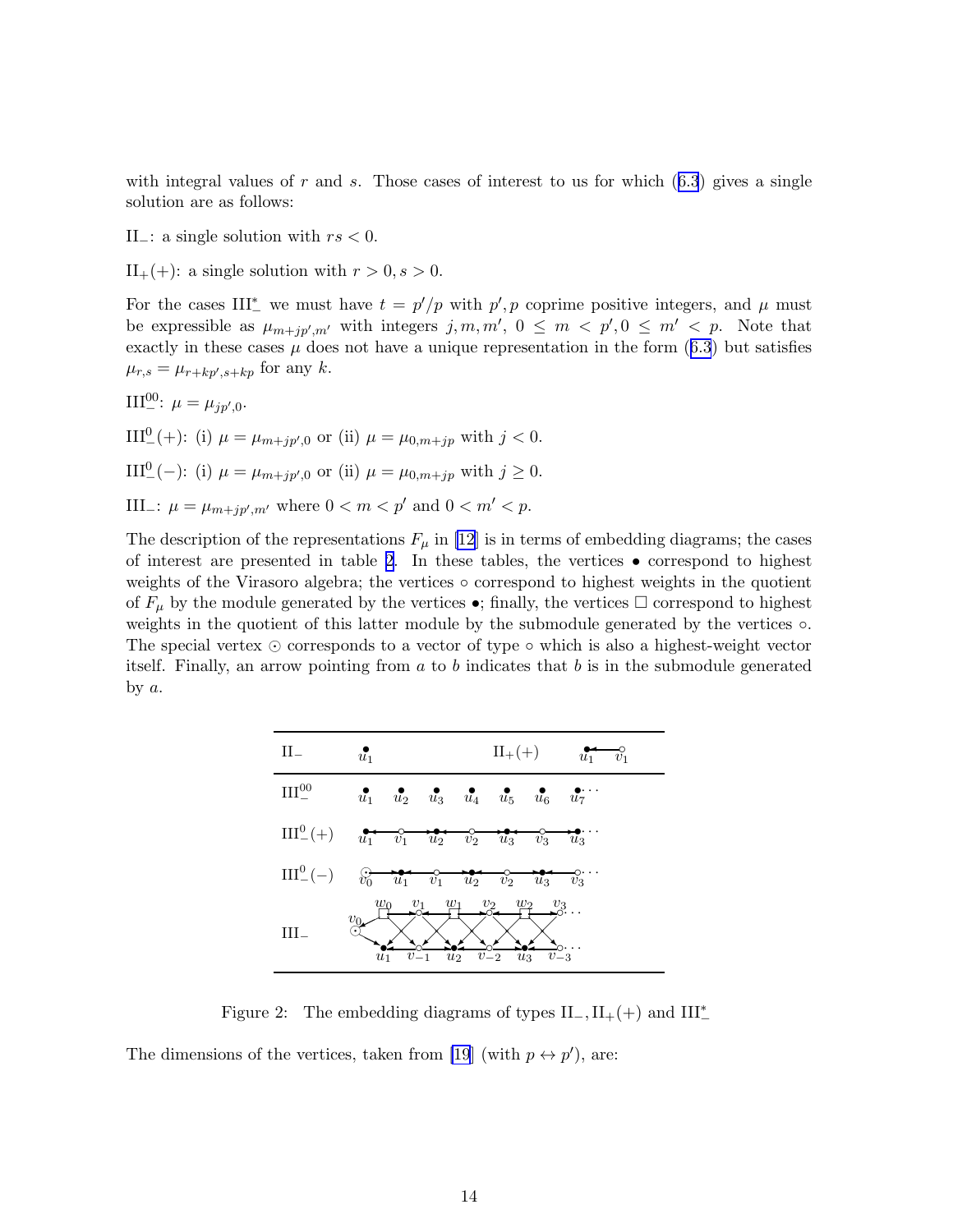with integral values of $r$ and $s$. Those cases of interest to us for which (6.3) gives a single solution are as follows:

$\mathrm{II}_-$: a single solution with $rs < 0$.

$\mathrm{II}_+(+)$: a single solution with $r > 0, s > 0$.

For the cases $\mathrm{III}_-^*$ we must have $t = p'/p$ with $p', p$ coprime positive integers, and $\mu$ must be expressible as $\mu_{m+jp',m'}$ with integers $j, m, m'$, $0 \leq m < p', 0 \leq m' < p$. Note that exactly in these cases $\mu$ does not have a unique representation in the form (6.3) but satisfies $\mu_{r,s} = \mu_{r+kp',s+kp}$ for any $k$.

$\mathrm{III}_-^{00}$: $\mu = \mu_{jp',0}$.

$\mathrm{III}_-^0(+)$: (i) $\mu = \mu_{m+jp',0}$ or (ii) $\mu = \mu_{0,m+jp}$ with $j < 0$.

$\mathrm{III}_-^0(-)$: (i) $\mu = \mu_{m+jp',0}$ or (ii) $\mu = \mu_{0,m+jp}$ with $j \geq 0$.

$\mathrm{III}_-$: $\mu = \mu_{m+jp',m'}$ where $0 < m < p'$ and $0 < m' < p$.

The description of the representations $F_\mu$ in [12] is in terms of embedding diagrams; the cases of interest are presented in table 2. In these tables, the vertices $\bullet$ correspond to highest weights of the Virasoro algebra; the vertices $\circ$ correspond to highest weights in the quotient of $F_\mu$ by the module generated by the vertices $\bullet$; finally, the vertices $\square$ correspond to highest weights in the quotient of this latter module by the submodule generated by the vertices $\circ$. The special vertex $\odot$ corresponds to a vector of type $\circ$ which is also a highest-weight vector itself. Finally, an arrow pointing from $a$ to $b$ indicates that $b$ is in the submodule generated by $a$.

Figure 2: The embedding diagrams of types $\mathrm{II}_-, \mathrm{II}_+(+)$ and $\mathrm{III}_-^*$

The dimensions of the vertices, taken from [19] (with $p \leftrightarrow p'$), are: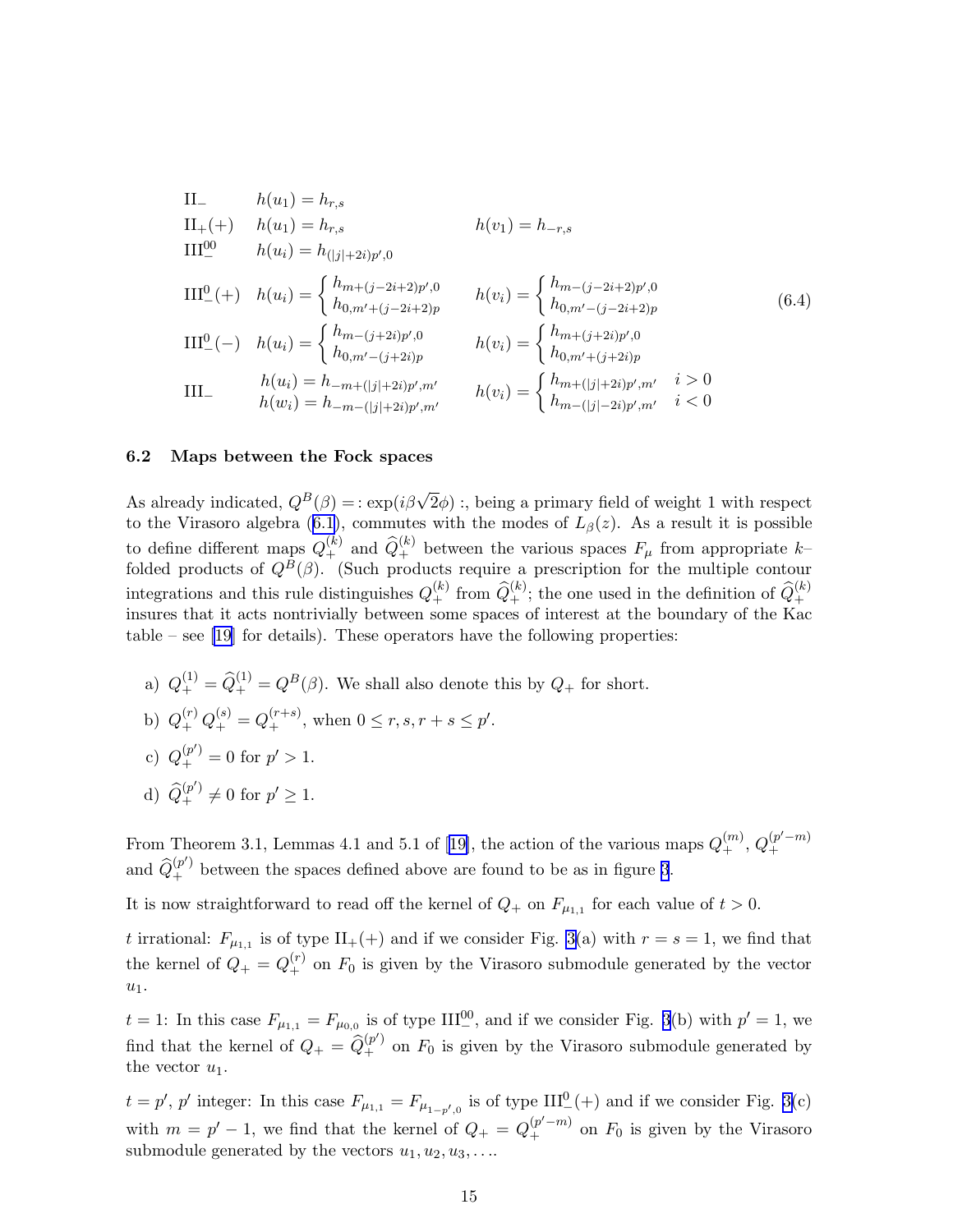$$
\begin{array}{lll}
\text{II}_- & h(u_1) = h_{r,s} & \\
\text{II}_+(+) & h(u_1) = h_{r,s} & h(v_1) = h_{-r,s} \\
\text{III}_-^{00} & h(u_i) = h_{(|j|+2i)p',0} & \\
\text{III}_-^{0}(+) & h(u_i) = \begin{cases} h_{m+(j-2i+2)p',0} \\ h_{0,m'+(j-2i+2)p} \end{cases} & h(v_i) = \begin{cases} h_{m-(j-2i+2)p',0} \\ h_{0,m'-(j-2i+2)p} \end{cases} \\
\text{III}_-^{0}(-) & h(u_i) = \begin{cases} h_{m-(j+2i)p',0} \\ h_{0,m'-(j+2i)p} \end{cases} & h(v_i) = \begin{cases} h_{m+(j+2i)p',0} \\ h_{0,m'+(j+2i)p} \end{cases} \\
\text{III}_- & \begin{array}{l} h(u_i) = h_{-m+(|j|+2i)p',m'} \\ h(w_i) = h_{-m-(|j|+2i)p',m'} \end{array} & h(v_i) = \begin{cases} h_{m+(|j|+2i)p',m'} & i > 0 \\ h_{m-(|j|-2i)p',m'} & i < 0 \end{cases}
\end{array}
\tag{6.4}
$$

### 6.2 Maps between the Fock spaces

As already indicated, $Q^B(\beta) =: \exp(i\beta\sqrt{2}\phi) :$, being a primary field of weight 1 with respect to the Virasoro algebra (6.1), commutes with the modes of $L_\beta(z)$. As a result it is possible to define different maps $Q_+^{(k)}$ and $\widehat{Q}_+^{(k)}$ between the various spaces $F_\mu$ from appropriate $k$–folded products of $Q^B(\beta)$. (Such products require a prescription for the multiple contour integrations and this rule distinguishes $Q_+^{(k)}$ from $\widehat{Q}_+^{(k)}$; the one used in the definition of $\widehat{Q}_+^{(k)}$ insures that it acts nontrivially between some spaces of interest at the boundary of the Kac table – see [19] for details). These operators have the following properties:

a) $Q_+^{(1)} = \widehat{Q}_+^{(1)} = Q^B(\beta)$. We shall also denote this by $Q_+$ for short.

b) $Q_+^{(r)}\, Q_+^{(s)} = Q_+^{(r+s)}$, when $0 \le r, s, r+s \le p'$.

c) $Q_+^{(p')} = 0$ for $p' > 1$.

d) $\widehat{Q}_+^{(p')} \neq 0$ for $p' \geq 1$.

From Theorem 3.1, Lemmas 4.1 and 5.1 of [19], the action of the various maps $Q_+^{(m)}$, $Q_+^{(p'-m)}$ and $\widehat{Q}_+^{(p')}$ between the spaces defined above are found to be as in figure 3.

It is now straightforward to read off the kernel of $Q_+$ on $F_{\mu_{1,1}}$ for each value of $t > 0$.

$t$ irrational: $F_{\mu_{1,1}}$ is of type $\text{II}_+(+)$ and if we consider Fig. 3(a) with $r = s = 1$, we find that the kernel of $Q_+ = Q_+^{(r)}$ on $F_0$ is given by the Virasoro submodule generated by the vector $u_1$.

$t = 1$: In this case $F_{\mu_{1,1}} = F_{\mu_{0,0}}$ is of type $\text{III}_-^{00}$, and if we consider Fig. 3(b) with $p' = 1$, we find that the kernel of $Q_+ = \widehat{Q}_+^{(p')}$ on $F_0$ is given by the Virasoro submodule generated by the vector $u_1$.

$t = p'$, $p'$ integer: In this case $F_{\mu_{1,1}} = F_{\mu_{1-p',0}}$ is of type $\text{III}_-^{0}(+)$ and if we consider Fig. 3(c) with $m = p' - 1$, we find that the kernel of $Q_+ = Q_+^{(p'-m)}$ on $F_0$ is given by the Virasoro submodule generated by the vectors $u_1, u_2, u_3, \ldots$.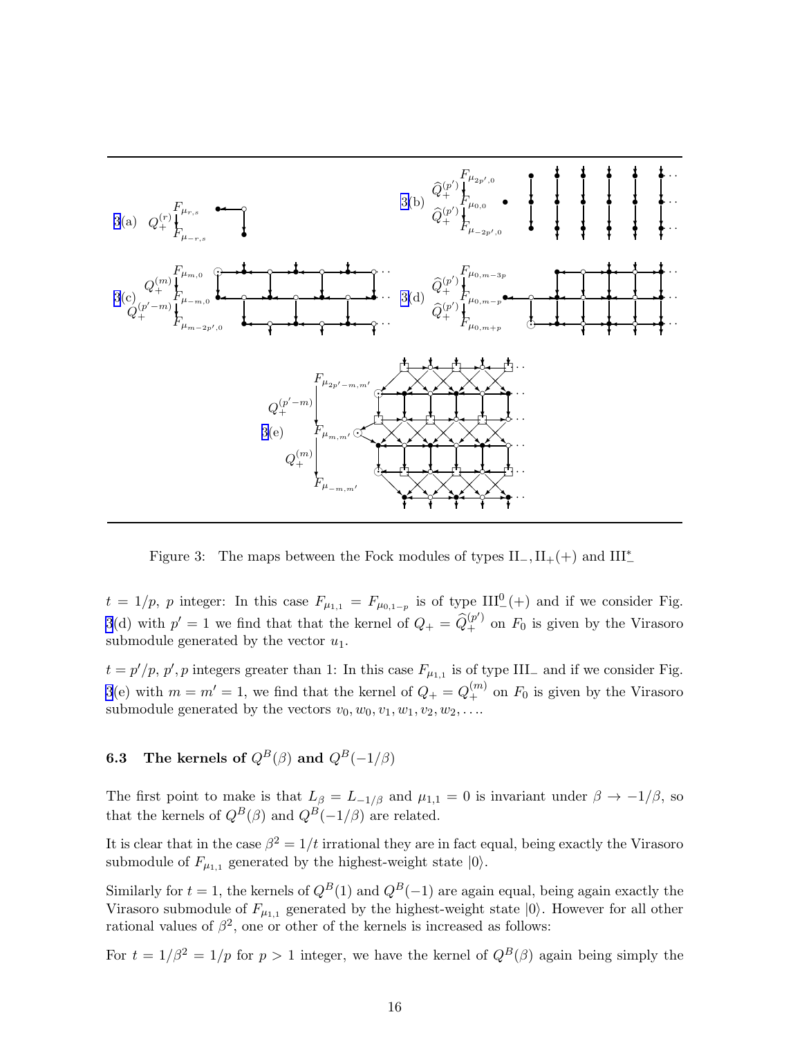Figure 3: The maps between the Fock modules of types $\mathrm{II}_-, \mathrm{II}_+(+)$ and $\mathrm{III}^*_-$

$t = 1/p$, $p$ integer: In this case $F_{\mu_{1,1}} = F_{\mu_{0,1-p}}$ is of type $\mathrm{III}^0_-(+)$ and if we consider Fig. 3(d) with $p' = 1$ we find that that the kernel of $Q_+ = \widehat{Q}^{(p')}_+$ on $F_0$ is given by the Virasoro submodule generated by the vector $u_1$.

$t = p'/p$, $p', p$ integers greater than 1: In this case $F_{\mu_{1,1}}$ is of type $\mathrm{III}_-$ and if we consider Fig. 3(e) with $m = m' = 1$, we find that the kernel of $Q_+ = Q^{(m)}_+$ on $F_0$ is given by the Virasoro submodule generated by the vectors $v_0, w_0, v_1, w_1, v_2, w_2, \ldots$.

### 6.3 The kernels of $Q^B(\beta)$ and $Q^B(-1/\beta)$

The first point to make is that $L_\beta = L_{-1/\beta}$ and $\mu_{1,1} = 0$ is invariant under $\beta \to -1/\beta$, so that the kernels of $Q^B(\beta)$ and $Q^B(-1/\beta)$ are related.

It is clear that in the case $\beta^2 = 1/t$ irrational they are in fact equal, being exactly the Virasoro submodule of $F_{\mu_{1,1}}$ generated by the highest-weight state $|0\rangle$.

Similarly for $t = 1$, the kernels of $Q^B(1)$ and $Q^B(-1)$ are again equal, being again exactly the Virasoro submodule of $F_{\mu_{1,1}}$ generated by the highest-weight state $|0\rangle$. However for all other rational values of $\beta^2$, one or other of the kernels is increased as follows:

For $t = 1/\beta^2 = 1/p$ for $p > 1$ integer, we have the kernel of $Q^B(\beta)$ again being simply the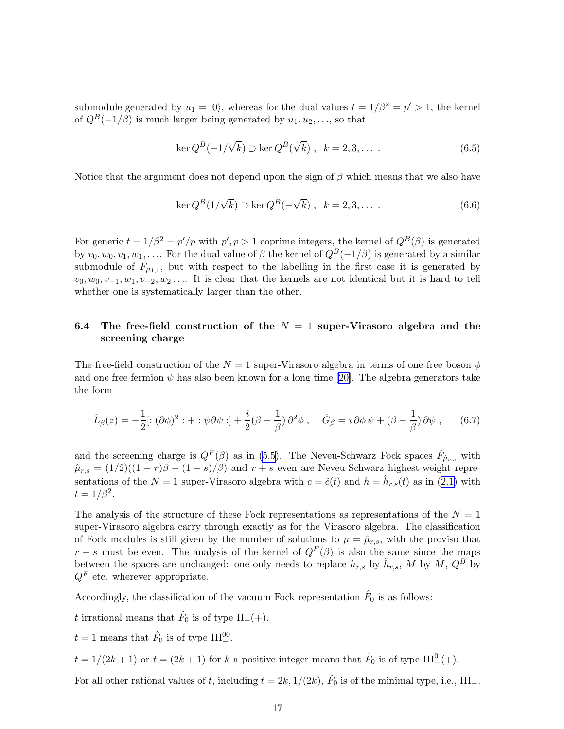submodule generated by $u_1 = |0\rangle$, whereas for the dual values $t = 1/\beta^2 = p' > 1$, the kernel of $Q^B(-1/\beta)$ is much larger being generated by $u_1, u_2, \ldots$, so that

$$\ker Q^B(-1/\sqrt{k}) \supset \ker Q^B(\sqrt{k}) \ , \quad k = 2, 3, \ldots \ . \tag{6.5}$$

Notice that the argument does not depend upon the sign of $\beta$ which means that we also have

$$\ker Q^B(1/\sqrt{k}) \supset \ker Q^B(-\sqrt{k}) \ , \quad k = 2, 3, \ldots \ . \tag{6.6}$$

For generic $t = 1/\beta^2 = p'/p$ with $p', p > 1$ coprime integers, the kernel of $Q^B(\beta)$ is generated by $v_0, w_0, v_1, w_1, \ldots$. For the dual value of $\beta$ the kernel of $Q^B(-1/\beta)$ is generated by a similar submodule of $F_{\mu_{1,1}}$, but with respect to the labelling in the first case it is generated by $v_0, w_0, v_{-1}, w_1, v_{-2}, w_2 \ldots$. It is clear that the kernels are not identical but it is hard to tell whether one is systematically larger than the other.

### 6.4 The free-field construction of the $N = 1$ super-Virasoro algebra and the screening charge

The free-field construction of the $N = 1$ super-Virasoro algebra in terms of one free boson $\phi$ and one free fermion $\psi$ has also been known for a long time [20]. The algebra generators take the form

$$\hat{L}_\beta(z) = -\frac{1}{2}[:(\partial\phi)^2: + :\psi\partial\psi:] + \frac{i}{2}(\beta - \frac{1}{\beta})\,\partial^2\phi \ , \quad \hat{G}_\beta = i\,\partial\phi\,\psi + (\beta - \frac{1}{\beta})\,\partial\psi \ , \tag{6.7}$$

and the screening charge is $Q^F(\beta)$ as in (5.5). The Neveu-Schwarz Fock spaces $\hat{F}_{\hat{\mu}_{r,s}}$ with $\hat{\mu}_{r,s} = (1/2)((1-r)\beta - (1-s)/\beta)$ and $r+s$ even are Neveu-Schwarz highest-weight representations of the $N = 1$ super-Virasoro algebra with $c = \hat{c}(t)$ and $h = \hat{h}_{r,s}(t)$ as in (2.1) with $t = 1/\beta^2$.

The analysis of the structure of these Fock representations as representations of the $N = 1$ super-Virasoro algebra carry through exactly as for the Virasoro algebra. The classification of Fock modules is still given by the number of solutions to $\mu = \hat{\mu}_{r,s}$, with the proviso that $r - s$ must be even. The analysis of the kernel of $Q^F(\beta)$ is also the same since the maps between the spaces are unchanged: one only needs to replace $h_{r,s}$ by $\hat{h}_{r,s}$, $M$ by $\hat{M}$, $Q^B$ by $Q^F$ etc. wherever appropriate.

Accordingly, the classification of the vacuum Fock representation $\hat{F}_0$ is as follows:

$t$ irrational means that $\hat{F}_0$ is of type $\mathrm{II}_+(+)$.

$t = 1$ means that $\hat{F}_0$ is of type $\mathrm{III}_-^{00}$.

$t = 1/(2k+1)$ or $t = (2k+1)$ for $k$ a positive integer means that $\hat{F}_0$ is of type $\mathrm{III}_-^0(+)$.

For all other rational values of $t$, including $t = 2k, 1/(2k)$, $\hat{F}_0$ is of the minimal type, i.e., $\mathrm{III}_-$.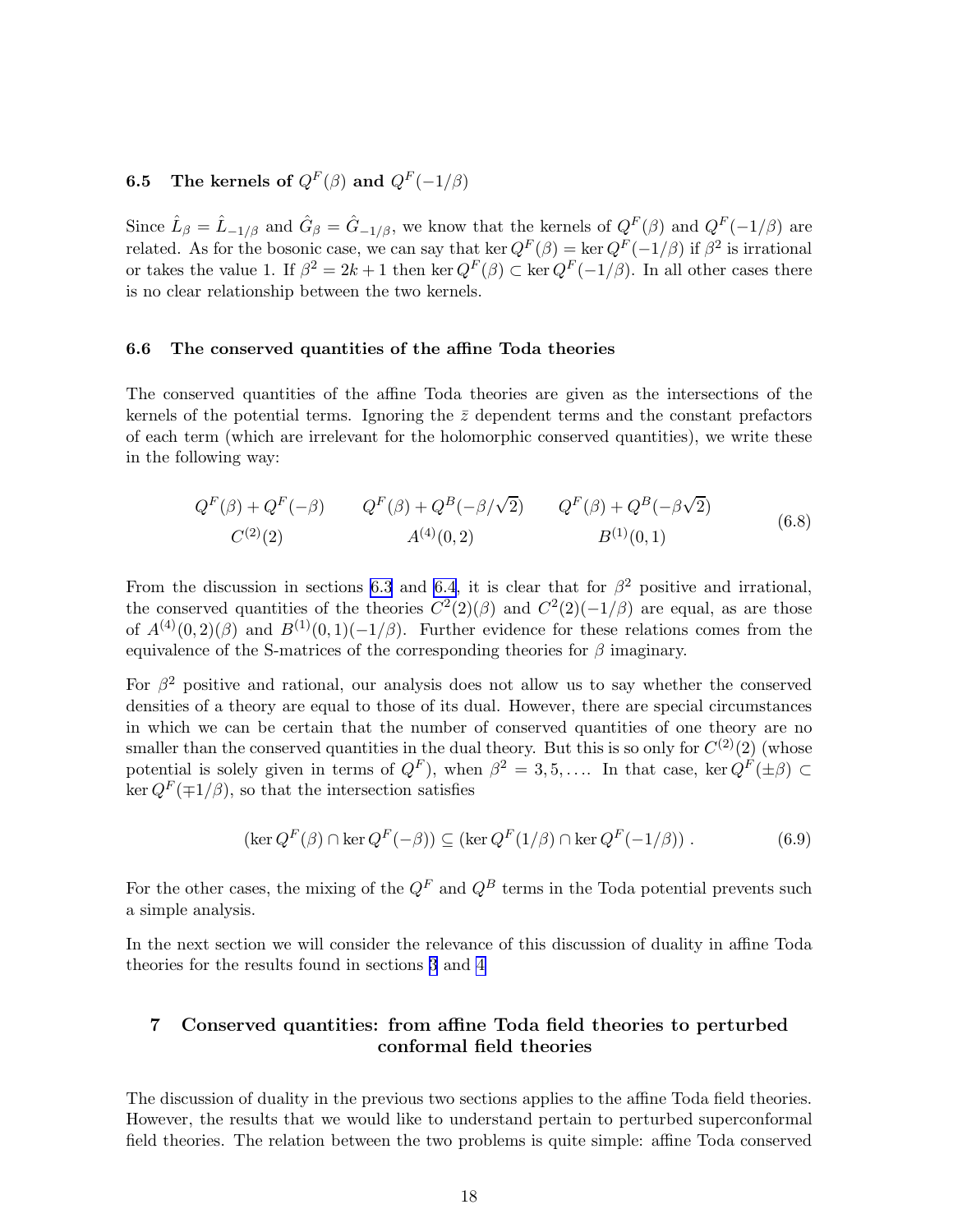### 6.5 The kernels of $Q^F(\beta)$ and $Q^F(-1/\beta)$

Since $\hat{L}_\beta = \hat{L}_{-1/\beta}$ and $\hat{G}_\beta = \hat{G}_{-1/\beta}$, we know that the kernels of $Q^F(\beta)$ and $Q^F(-1/\beta)$ are related. As for the bosonic case, we can say that $\ker Q^F(\beta) = \ker Q^F(-1/\beta)$ if $\beta^2$ is irrational or takes the value 1. If $\beta^2 = 2k+1$ then $\ker Q^F(\beta) \subset \ker Q^F(-1/\beta)$. In all other cases there is no clear relationship between the two kernels.

### 6.6 The conserved quantities of the affine Toda theories

The conserved quantities of the affine Toda theories are given as the intersections of the kernels of the potential terms. Ignoring the $\bar{z}$ dependent terms and the constant prefactors of each term (which are irrelevant for the holomorphic conserved quantities), we write these in the following way:

$$
\begin{array}{ccc}
Q^F(\beta) + Q^F(-\beta) & \qquad Q^F(\beta) + Q^B(-\beta/\sqrt{2}) & \qquad Q^F(\beta) + Q^B(-\beta\sqrt{2}) \\
C^{(2)}(2) & \qquad A^{(4)}(0,2) & \qquad B^{(1)}(0,1)
\end{array}
\tag{6.8}
$$

From the discussion in sections 6.3 and 6.4, it is clear that for $\beta^2$ positive and irrational, the conserved quantities of the theories $C^2(2)(\beta)$ and $C^2(2)(-1/\beta)$ are equal, as are those of $A^{(4)}(0,2)(\beta)$ and $B^{(1)}(0,1)(-1/\beta)$. Further evidence for these relations comes from the equivalence of the S-matrices of the corresponding theories for $\beta$ imaginary.

For $\beta^2$ positive and rational, our analysis does not allow us to say whether the conserved densities of a theory are equal to those of its dual. However, there are special circumstances in which we can be certain that the number of conserved quantities of one theory are no smaller than the conserved quantities in the dual theory. But this is so only for $C^{(2)}(2)$ (whose potential is solely given in terms of $Q^F$), when $\beta^2 = 3, 5, \ldots$. In that case, $\ker Q^F(\pm\beta) \subset \ker Q^F(\mp 1/\beta)$, so that the intersection satisfies

$$
(\ker Q^F(\beta) \cap \ker Q^F(-\beta)) \subseteq (\ker Q^F(1/\beta) \cap \ker Q^F(-1/\beta)) \,. \tag{6.9}
$$

For the other cases, the mixing of the $Q^F$ and $Q^B$ terms in the Toda potential prevents such a simple analysis.

In the next section we will consider the relevance of this discussion of duality in affine Toda theories for the results found in sections 3 and 4

## 7 Conserved quantities: from affine Toda field theories to perturbed conformal field theories

The discussion of duality in the previous two sections applies to the affine Toda field theories. However, the results that we would like to understand pertain to perturbed superconformal field theories. The relation between the two problems is quite simple: affine Toda conserved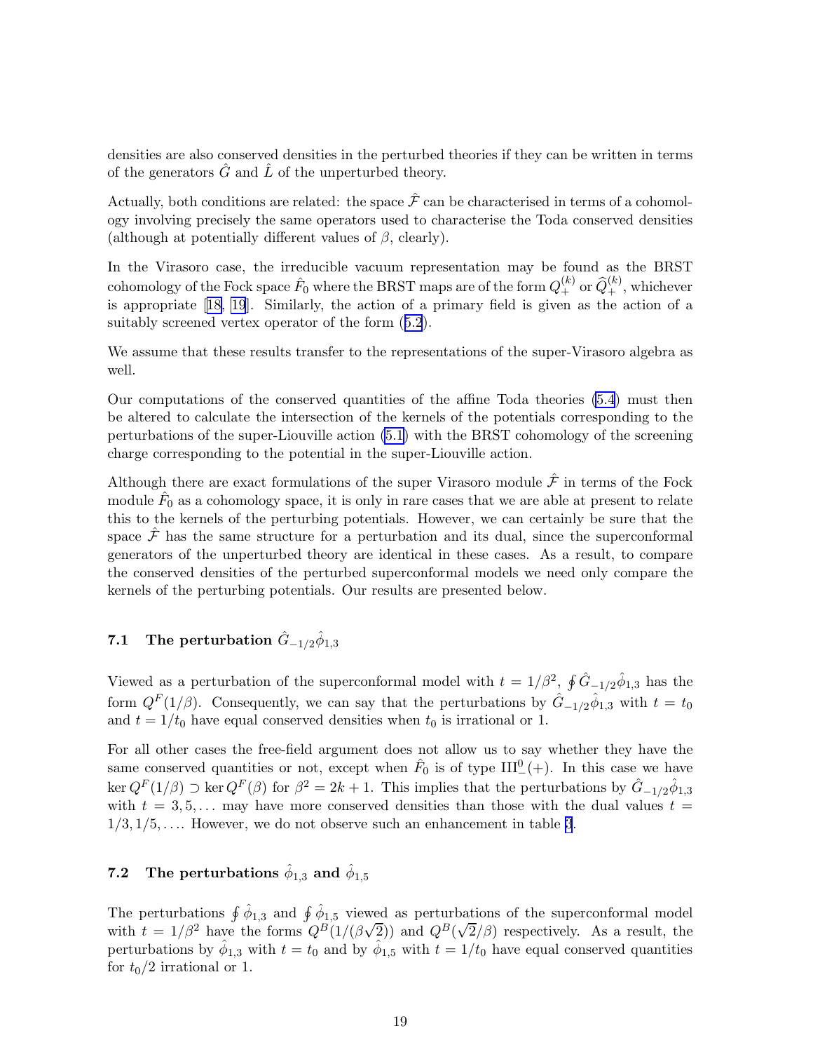densities are also conserved densities in the perturbed theories if they can be written in terms of the generators $\hat{G}$ and $\hat{L}$ of the unperturbed theory.

Actually, both conditions are related: the space $\hat{\mathcal{F}}$ can be characterised in terms of a cohomology involving precisely the same operators used to characterise the Toda conserved densities (although at potentially different values of $\beta$, clearly).

In the Virasoro case, the irreducible vacuum representation may be found as the BRST cohomology of the Fock space $\hat{F}_0$ where the BRST maps are of the form $Q_+^{(k)}$ or $\widehat{Q}_+^{(k)}$, whichever is appropriate [18, 19]. Similarly, the action of a primary field is given as the action of a suitably screened vertex operator of the form (5.2).

We assume that these results transfer to the representations of the super-Virasoro algebra as well.

Our computations of the conserved quantities of the affine Toda theories (5.4) must then be altered to calculate the intersection of the kernels of the potentials corresponding to the perturbations of the super-Liouville action (5.1) with the BRST cohomology of the screening charge corresponding to the potential in the super-Liouville action.

Although there are exact formulations of the super Virasoro module $\hat{\mathcal{F}}$ in terms of the Fock module $\hat{F}_0$ as a cohomology space, it is only in rare cases that we are able at present to relate this to the kernels of the perturbing potentials. However, we can certainly be sure that the space $\hat{\mathcal{F}}$ has the same structure for a perturbation and its dual, since the superconformal generators of the unperturbed theory are identical in these cases. As a result, to compare the conserved densities of the perturbed superconformal models we need only compare the kernels of the perturbing potentials. Our results are presented below.

### 7.1 The perturbation $\hat{G}_{-1/2}\hat{\phi}_{1,3}$

Viewed as a perturbation of the superconformal model with $t = 1/\beta^2$, $\oint \hat{G}_{-1/2}\hat{\phi}_{1,3}$ has the form $Q^F(1/\beta)$. Consequently, we can say that the perturbations by $\hat{G}_{-1/2}\hat{\phi}_{1,3}$ with $t = t_0$ and $t = 1/t_0$ have equal conserved densities when $t_0$ is irrational or 1.

For all other cases the free-field argument does not allow us to say whether they have the same conserved quantities or not, except when $\hat{F}_0$ is of type $\mathrm{III}_-^0(+)$. In this case we have $\ker Q^F(1/\beta) \supset \ker Q^F(\beta)$ for $\beta^2 = 2k+1$. This implies that the perturbations by $\hat{G}_{-1/2}\hat{\phi}_{1,3}$ with $t = 3, 5, \ldots$ may have more conserved densities than those with the dual values $t = 1/3, 1/5, \ldots$. However, we do not observe such an enhancement in table 3.

### 7.2 The perturbations $\hat{\phi}_{1,3}$ and $\hat{\phi}_{1,5}$

The perturbations $\oint \hat{\phi}_{1,3}$ and $\oint \hat{\phi}_{1,5}$ viewed as perturbations of the superconformal model with $t = 1/\beta^2$ have the forms $Q^B(1/(\beta\sqrt{2}))$ and $Q^B(\sqrt{2}/\beta)$ respectively. As a result, the perturbations by $\hat{\phi}_{1,3}$ with $t = t_0$ and by $\hat{\phi}_{1,5}$ with $t = 1/t_0$ have equal conserved quantities for $t_0/2$ irrational or 1.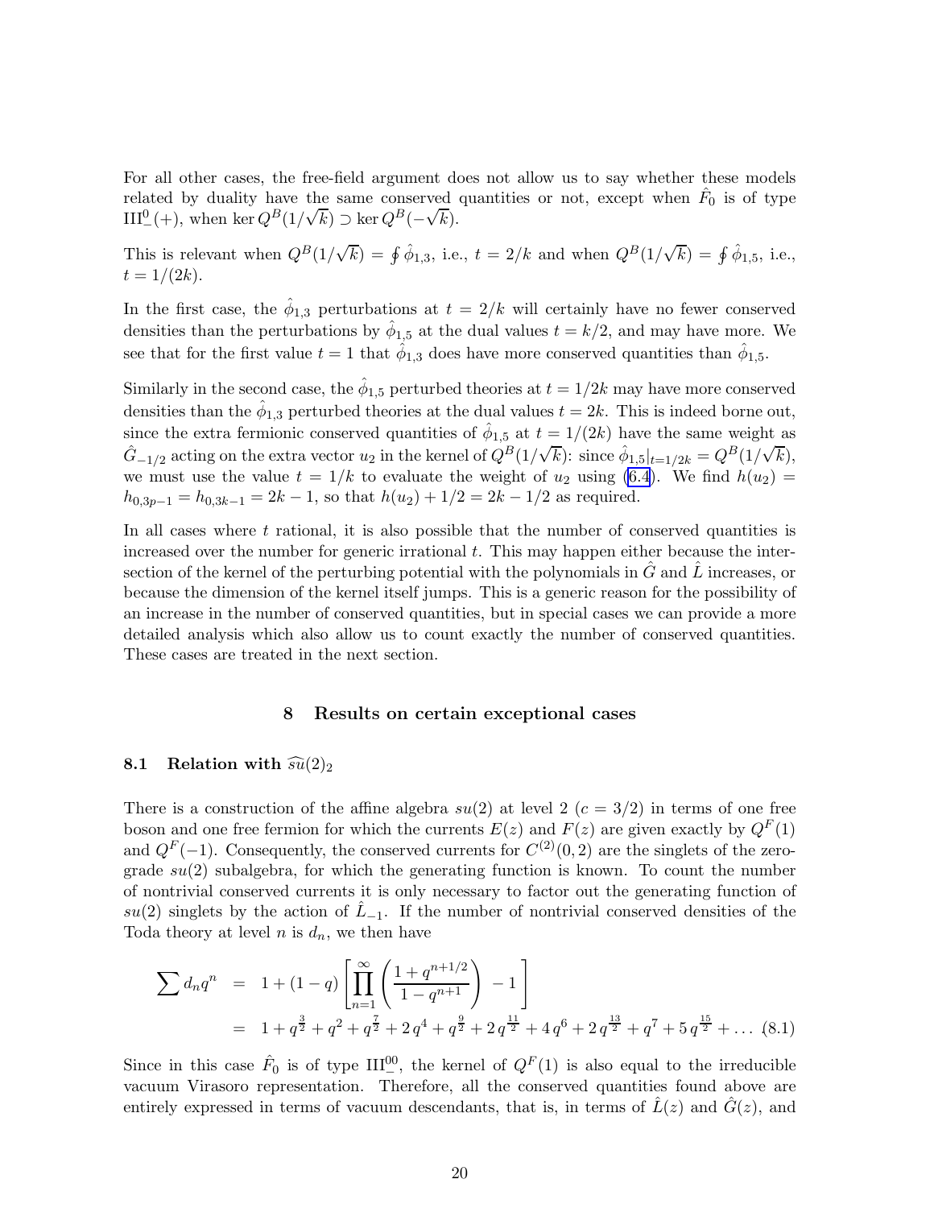For all other cases, the free-field argument does not allow us to say whether these models related by duality have the same conserved quantities or not, except when $\hat{F}_0$ is of type $\mathrm{III}^0_-(+)$, when $\ker Q^B(1/\sqrt{k}) \supset \ker Q^B(-\sqrt{k})$.

This is relevant when $Q^B(1/\sqrt{k}) = \oint \hat{\phi}_{1,3}$, i.e., $t = 2/k$ and when $Q^B(1/\sqrt{k}) = \oint \hat{\phi}_{1,5}$, i.e., $t = 1/(2k)$.

In the first case, the $\hat{\phi}_{1,3}$ perturbations at $t = 2/k$ will certainly have no fewer conserved densities than the perturbations by $\hat{\phi}_{1,5}$ at the dual values $t = k/2$, and may have more. We see that for the first value $t = 1$ that $\hat{\phi}_{1,3}$ does have more conserved quantities than $\hat{\phi}_{1,5}$.

Similarly in the second case, the $\hat{\phi}_{1,5}$ perturbed theories at $t = 1/2k$ may have more conserved densities than the $\hat{\phi}_{1,3}$ perturbed theories at the dual values $t = 2k$. This is indeed borne out, since the extra fermionic conserved quantities of $\hat{\phi}_{1,5}$ at $t = 1/(2k)$ have the same weight as $\hat{G}_{-1/2}$ acting on the extra vector $u_2$ in the kernel of $Q^B(1/\sqrt{k})$: since $\hat{\phi}_{1,5}|_{t=1/2k} = Q^B(1/\sqrt{k})$, we must use the value $t = 1/k$ to evaluate the weight of $u_2$ using (6.4). We find $h(u_2) = h_{0,3p-1} = h_{0,3k-1} = 2k - 1$, so that $h(u_2) + 1/2 = 2k - 1/2$ as required.

In all cases where $t$ rational, it is also possible that the number of conserved quantities is increased over the number for generic irrational $t$. This may happen either because the intersection of the kernel of the perturbing potential with the polynomials in $\hat{G}$ and $\hat{L}$ increases, or because the dimension of the kernel itself jumps. This is a generic reason for the possibility of an increase in the number of conserved quantities, but in special cases we can provide a more detailed analysis which also allow us to count exactly the number of conserved quantities. These cases are treated in the next section.

## 8 Results on certain exceptional cases

### 8.1 Relation with $\widehat{su}(2)_2$

There is a construction of the affine algebra $su(2)$ at level 2 ($c = 3/2$) in terms of one free boson and one free fermion for which the currents $E(z)$ and $F(z)$ are given exactly by $Q^F(1)$ and $Q^F(-1)$. Consequently, the conserved currents for $C^{(2)}(0,2)$ are the singlets of the zero-grade $su(2)$ subalgebra, for which the generating function is known. To count the number of nontrivial conserved currents it is only necessary to factor out the generating function of $su(2)$ singlets by the action of $\hat{L}_{-1}$. If the number of nontrivial conserved densities of the Toda theory at level $n$ is $d_n$, we then have

$$
\begin{aligned}
\sum d_n q^n &= 1 + (1-q)\left[\prod_{n=1}^{\infty}\left(\frac{1+q^{n+1/2}}{1-q^{n+1}}\right) - 1\right] \\
&= 1 + q^{\frac{3}{2}} + q^2 + q^{\frac{7}{2}} + 2\,q^4 + q^{\frac{9}{2}} + 2\,q^{\frac{11}{2}} + 4\,q^6 + 2\,q^{\frac{13}{2}} + q^7 + 5\,q^{\frac{15}{2}} + \ldots \quad (8.1)
\end{aligned}
$$

Since in this case $\hat{F}_0$ is of type $\mathrm{III}^{00}_-$, the kernel of $Q^F(1)$ is also equal to the irreducible vacuum Virasoro representation. Therefore, all the conserved quantities found above are entirely expressed in terms of vacuum descendants, that is, in terms of $\hat{L}(z)$ and $\hat{G}(z)$, and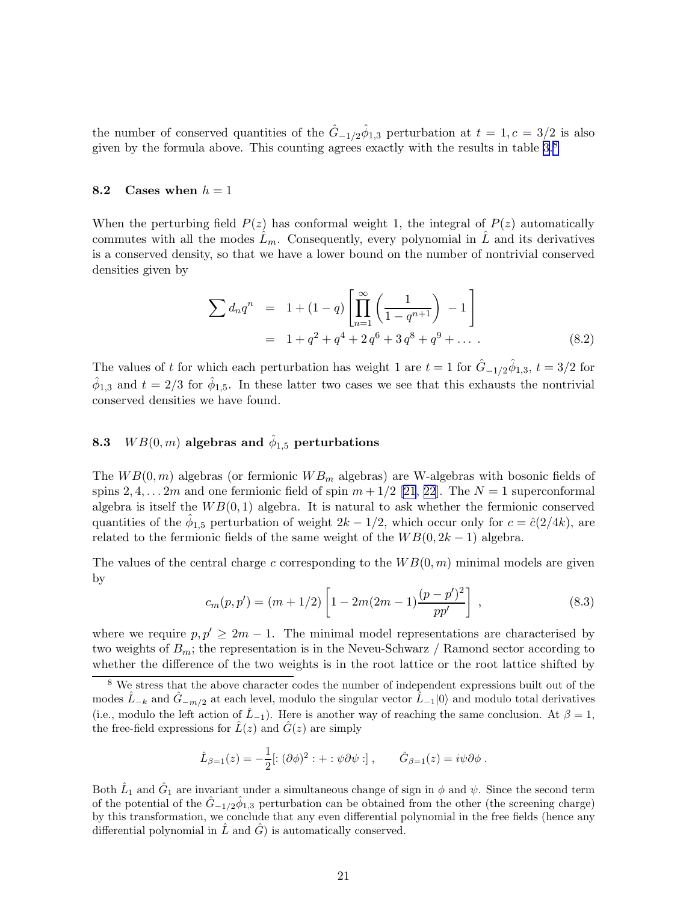the number of conserved quantities of the $\hat{G}_{-1/2}\hat{\phi}_{1,3}$ perturbation at $t = 1, c = 3/2$ is also given by the formula above. This counting agrees exactly with the results in table 3.[8]

### 8.2 Cases when $h = 1$

When the perturbing field $P(z)$ has conformal weight 1, the integral of $P(z)$ automatically commutes with all the modes $\hat{L}_m$. Consequently, every polynomial in $\hat{L}$ and its derivatives is a conserved density, so that we have a lower bound on the number of nontrivial conserved densities given by

$$
\begin{aligned}
\sum d_n q^n &= 1 + (1-q)\left[\prod_{n=1}^{\infty}\left(\frac{1}{1-q^{n+1}}\right) - 1\right] \\
&= 1 + q^2 + q^4 + 2\,q^6 + 3\,q^8 + q^9 + \dots \ .
\end{aligned}
\tag{8.2}
$$

The values of $t$ for which each perturbation has weight 1 are $t = 1$ for $\hat{G}_{-1/2}\hat{\phi}_{1,3}$, $t = 3/2$ for $\hat{\phi}_{1,3}$ and $t = 2/3$ for $\hat{\phi}_{1,5}$. In these latter two cases we see that this exhausts the nontrivial conserved densities we have found.

### 8.3 $WB(0,m)$ algebras and $\hat{\phi}_{1,5}$ perturbations

The $WB(0,m)$ algebras (or fermionic $WB_m$ algebras) are W-algebras with bosonic fields of spins $2, 4, \dots 2m$ and one fermionic field of spin $m + 1/2$ [21, 22]. The $N = 1$ superconformal algebra is itself the $WB(0,1)$ algebra. It is natural to ask whether the fermionic conserved quantities of the $\hat{\phi}_{1,5}$ perturbation of weight $2k - 1/2$, which occur only for $c = \hat{c}(2/4k)$, are related to the fermionic fields of the same weight of the $WB(0, 2k-1)$ algebra.

The values of the central charge $c$ corresponding to the $WB(0,m)$ minimal models are given by

$$
c_m(p,p') = (m+1/2)\left[1 - 2m(2m-1)\frac{(p-p')^2}{pp'}\right] \ ,
\tag{8.3}
$$

where we require $p, p' \geq 2m - 1$. The minimal model representations are characterised by two weights of $B_m$; the representation is in the Neveu-Schwarz / Ramond sector according to whether the difference of the two weights is in the root lattice or the root lattice shifted by

---

[8] We stress that the above character codes the number of independent expressions built out of the modes $\hat{L}_{-k}$ and $\hat{G}_{-m/2}$ at each level, modulo the singular vector $\hat{L}_{-1}|0\rangle$ and modulo total derivatives (i.e., modulo the left action of $\hat{L}_{-1}$). Here is another way of reaching the same conclusion. At $\beta = 1$, the free-field expressions for $\hat{L}(z)$ and $\hat{G}(z)$ are simply

$$
\hat{L}_{\beta=1}(z) = -\frac{1}{2}[:(\partial\phi)^2: + :\psi\partial\psi:] \ , \qquad \hat{G}_{\beta=1}(z) = i\psi\partial\phi \ .
$$

Both $\hat{L}_1$ and $\hat{G}_1$ are invariant under a simultaneous change of sign in $\phi$ and $\psi$. Since the second term of the potential of the $\hat{G}_{-1/2}\hat{\phi}_{1,3}$ perturbation can be obtained from the other (the screening charge) by this transformation, we conclude that any even differential polynomial in the free fields (hence any differential polynomial in $\hat{L}$ and $\hat{G}$) is automatically conserved.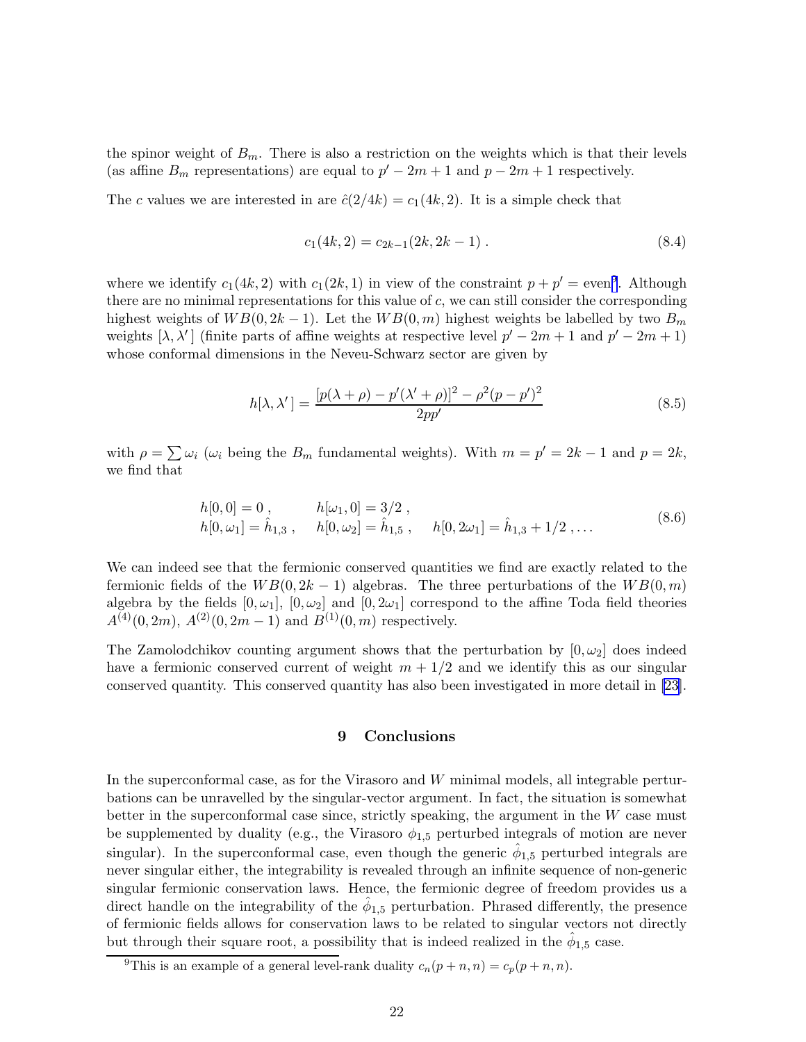the spinor weight of $B_m$. There is also a restriction on the weights which is that their levels (as affine $B_m$ representations) are equal to $p' - 2m + 1$ and $p - 2m + 1$ respectively.

The $c$ values we are interested in are $\hat{c}(2/4k) = c_1(4k, 2)$. It is a simple check that

$$c_1(4k, 2) = c_{2k-1}(2k, 2k-1) \ . \tag{8.4}$$

where we identify $c_1(4k, 2)$ with $c_1(2k, 1)$ in view of the constraint $p + p' = \text{even}$[9]. Although there are no minimal representations for this value of $c$, we can still consider the corresponding highest weights of $WB(0, 2k-1)$. Let the $WB(0, m)$ highest weights be labelled by two $B_m$ weights $[\lambda, \lambda']$ (finite parts of affine weights at respective level $p' - 2m + 1$ and $p' - 2m + 1$) whose conformal dimensions in the Neveu-Schwarz sector are given by

$$h[\lambda, \lambda'] = \frac{[p(\lambda + \rho) - p'(\lambda' + \rho)]^2 - \rho^2(p - p')^2}{2pp'} \tag{8.5}$$

with $\rho = \sum \omega_i$ ($\omega_i$ being the $B_m$ fundamental weights). With $m = p' = 2k - 1$ and $p = 2k$, we find that

$$\begin{array}{lll} h[0, 0] = 0 \ , & h[\omega_1, 0] = 3/2 \ , & \\ h[0, \omega_1] = \hat{h}_{1,3} \ , & h[0, \omega_2] = \hat{h}_{1,5} \ , & h[0, 2\omega_1] = \hat{h}_{1,3} + 1/2 \ , \ldots \end{array} \tag{8.6}$$

We can indeed see that the fermionic conserved quantities we find are exactly related to the fermionic fields of the $WB(0, 2k-1)$ algebras. The three perturbations of the $WB(0, m)$ algebra by the fields $[0, \omega_1]$, $[0, \omega_2]$ and $[0, 2\omega_1]$ correspond to the affine Toda field theories $A^{(4)}(0, 2m)$, $A^{(2)}(0, 2m-1)$ and $B^{(1)}(0, m)$ respectively.

The Zamolodchikov counting argument shows that the perturbation by $[0, \omega_2]$ does indeed have a fermionic conserved current of weight $m + 1/2$ and we identify this as our singular conserved quantity. This conserved quantity has also been investigated in more detail in [23].

## 9 Conclusions

In the superconformal case, as for the Virasoro and $W$ minimal models, all integrable perturbations can be unravelled by the singular-vector argument. In fact, the situation is somewhat better in the superconformal case since, strictly speaking, the argument in the $W$ case must be supplemented by duality (e.g., the Virasoro $\phi_{1,5}$ perturbed integrals of motion are never singular). In the superconformal case, even though the generic $\hat{\phi}_{1,5}$ perturbed integrals are never singular either, the integrability is revealed through an infinite sequence of non-generic singular fermionic conservation laws. Hence, the fermionic degree of freedom provides us a direct handle on the integrability of the $\hat{\phi}_{1,5}$ perturbation. Phrased differently, the presence of fermionic fields allows for conservation laws to be related to singular vectors not directly but through their square root, a possibility that is indeed realized in the $\hat{\phi}_{1,5}$ case.

[9] This is an example of a general level-rank duality $c_n(p + n, n) = c_p(p + n, n)$.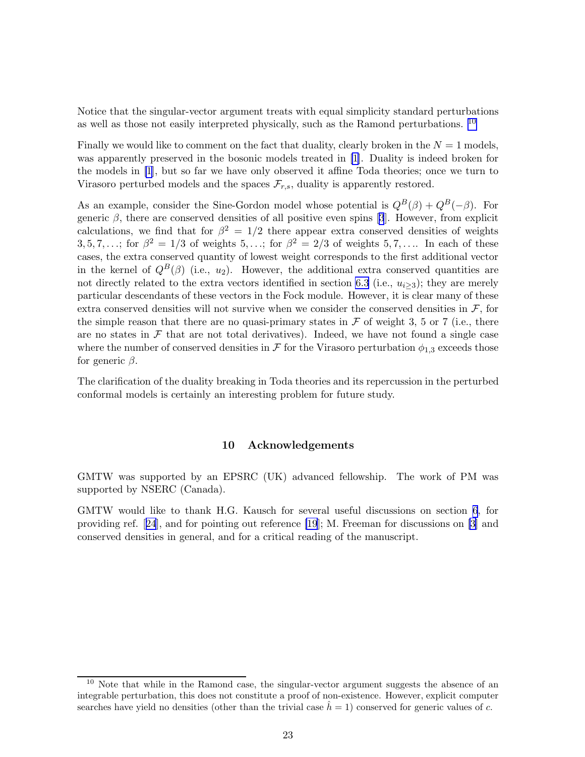Notice that the singular-vector argument treats with equal simplicity standard perturbations as well as those not easily interpreted physically, such as the Ramond perturbations. [10]

Finally we would like to comment on the fact that duality, clearly broken in the $N = 1$ models, was apparently preserved in the bosonic models treated in [1]. Duality is indeed broken for the models in [1], but so far we have only observed it affine Toda theories; once we turn to Virasoro perturbed models and the spaces $\mathcal{F}_{r,s}$, duality is apparently restored.

As an example, consider the Sine-Gordon model whose potential is $Q^B(\beta) + Q^B(-\beta)$. For generic $\beta$, there are conserved densities of all positive even spins [3]. However, from explicit calculations, we find that for $\beta^2 = 1/2$ there appear extra conserved densities of weights $3, 5, 7, \ldots$; for $\beta^2 = 1/3$ of weights $5, \ldots$; for $\beta^2 = 2/3$ of weights $5, 7, \ldots$. In each of these cases, the extra conserved quantity of lowest weight corresponds to the first additional vector in the kernel of $Q^B(\beta)$ (i.e., $u_2$). However, the additional extra conserved quantities are not directly related to the extra vectors identified in section 6.3 (i.e., $u_{i\geq 3}$); they are merely particular descendants of these vectors in the Fock module. However, it is clear many of these extra conserved densities will not survive when we consider the conserved densities in $\mathcal{F}$, for the simple reason that there are no quasi-primary states in $\mathcal{F}$ of weight 3, 5 or 7 (i.e., there are no states in $\mathcal{F}$ that are not total derivatives). Indeed, we have not found a single case where the number of conserved densities in $\mathcal{F}$ for the Virasoro perturbation $\phi_{1,3}$ exceeds those for generic $\beta$.

The clarification of the duality breaking in Toda theories and its repercussion in the perturbed conformal models is certainly an interesting problem for future study.

## 10 Acknowledgements

GMTW was supported by an EPSRC (UK) advanced fellowship. The work of PM was supported by NSERC (Canada).

GMTW would like to thank H.G. Kausch for several useful discussions on section 6, for providing ref. [24], and for pointing out reference [19]; M. Freeman for discussions on [3] and conserved densities in general, and for a critical reading of the manuscript.

---

[10] Note that while in the Ramond case, the singular-vector argument suggests the absence of an integrable perturbation, this does not constitute a proof of non-existence. However, explicit computer searches have yield no densities (other than the trivial case $\hat{h} = 1$) conserved for generic values of $c$.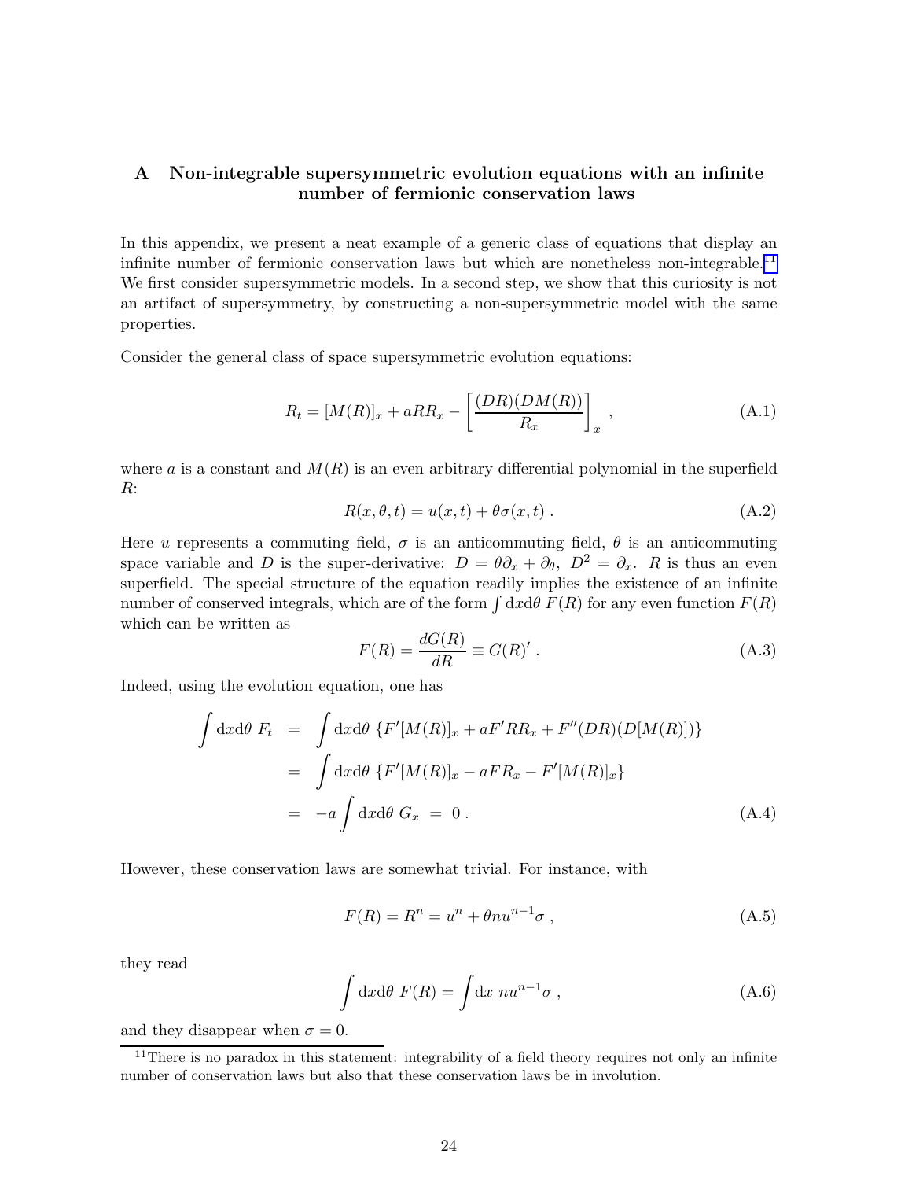## A Non-integrable supersymmetric evolution equations with an infinite number of fermionic conservation laws

In this appendix, we present a neat example of a generic class of equations that display an infinite number of fermionic conservation laws but which are nonetheless non-integrable.[11] We first consider supersymmetric models. In a second step, we show that this curiosity is not an artifact of supersymmetry, by constructing a non-supersymmetric model with the same properties.

Consider the general class of space supersymmetric evolution equations:

$$R_t = [M(R)]_x + aRR_x - \left[\frac{(DR)(DM(R))}{R_x}\right]_x , \tag{A.1}$$

where $a$ is a constant and $M(R)$ is an even arbitrary differential polynomial in the superfield $R$:

$$R(x, \theta, t) = u(x, t) + \theta\sigma(x, t) . \tag{A.2}$$

Here $u$ represents a commuting field, $\sigma$ is an anticommuting field, $\theta$ is an anticommuting space variable and $D$ is the super-derivative: $D = \theta\partial_x + \partial_\theta$, $D^2 = \partial_x$. $R$ is thus an even superfield. The special structure of the equation readily implies the existence of an infinite number of conserved integrals, which are of the form $\int \mathrm{d}x\mathrm{d}\theta\, F(R)$ for any even function $F(R)$ which can be written as

$$F(R) = \frac{dG(R)}{dR} \equiv G(R)' . \tag{A.3}$$

Indeed, using the evolution equation, one has

$$\begin{aligned}
\int \mathrm{d}x\mathrm{d}\theta\ F_t &= \int \mathrm{d}x\mathrm{d}\theta\ \{F'[M(R)]_x + aF'RR_x + F''(DR)(D[M(R)])\} \\
&= \int \mathrm{d}x\mathrm{d}\theta\ \{F'[M(R)]_x - aFR_x - F'[M(R)]_x\} \\
&= -a\int \mathrm{d}x\mathrm{d}\theta\ G_x \ = \ 0 \, .
\end{aligned} \tag{A.4}$$

However, these conservation laws are somewhat trivial. For instance, with

$$F(R) = R^n = u^n + \theta n u^{n-1}\sigma , \tag{A.5}$$

they read

$$\int \mathrm{d}x\mathrm{d}\theta\ F(R) = \int \mathrm{d}x\ n u^{n-1}\sigma , \tag{A.6}$$

and they disappear when $\sigma = 0$.

[11] There is no paradox in this statement: integrability of a field theory requires not only an infinite number of conservation laws but also that these conservation laws be in involution.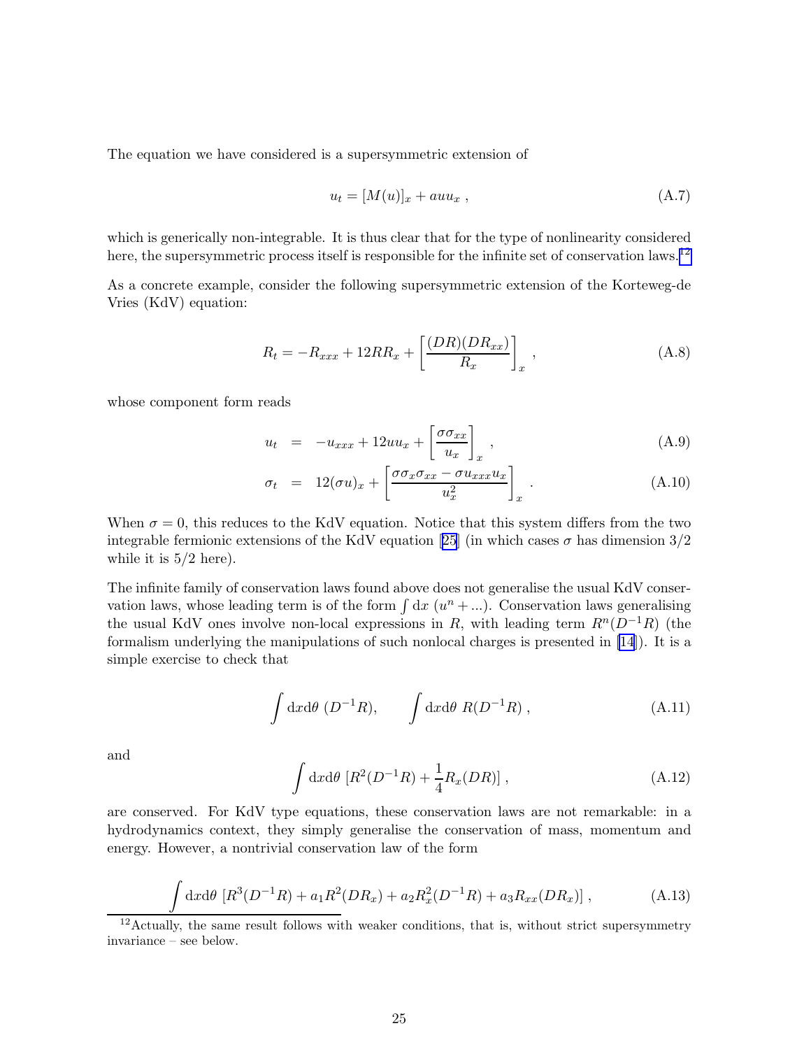The equation we have considered is a supersymmetric extension of

$$u_t = [M(u)]_x + auu_x \ , \tag{A.7}$$

which is generically non-integrable. It is thus clear that for the type of nonlinearity considered here, the supersymmetric process itself is responsible for the infinite set of conservation laws.[12]

As a concrete example, consider the following supersymmetric extension of the Korteweg-de Vries (KdV) equation:

$$R_t = -R_{xxx} + 12RR_x + \left[\frac{(DR)(DR_{xx})}{R_x}\right]_x \ , \tag{A.8}$$

whose component form reads

$$u_t \ = \ -u_{xxx} + 12uu_x + \left[\frac{\sigma\sigma_{xx}}{u_x}\right]_x \ , \tag{A.9}$$

$$\sigma_t \ = \ 12(\sigma u)_x + \left[\frac{\sigma\sigma_x\sigma_{xx} - \sigma u_{xxx}u_x}{u_x^2}\right]_x \ . \tag{A.10}$$

When $\sigma = 0$, this reduces to the KdV equation. Notice that this system differs from the two integrable fermionic extensions of the KdV equation [25] (in which cases $\sigma$ has dimension $3/2$ while it is $5/2$ here).

The infinite family of conservation laws found above does not generalise the usual KdV conservation laws, whose leading term is of the form $\int \mathrm{d}x \ (u^n + ...)$. Conservation laws generalising the usual KdV ones involve non-local expressions in $R$, with leading term $R^n(D^{-1}R)$ (the formalism underlying the manipulations of such nonlocal charges is presented in [14]). It is a simple exercise to check that

$$\int \mathrm{d}x\mathrm{d}\theta \ (D^{-1}R), \qquad \int \mathrm{d}x\mathrm{d}\theta \ R(D^{-1}R) \ , \tag{A.11}$$

and

$$\int \mathrm{d}x\mathrm{d}\theta \ [R^2(D^{-1}R) + \frac{1}{4}R_x(DR)] \ , \tag{A.12}$$

are conserved. For KdV type equations, these conservation laws are not remarkable: in a hydrodynamics context, they simply generalise the conservation of mass, momentum and energy. However, a nontrivial conservation law of the form

$$\int \mathrm{d}x\mathrm{d}\theta \ [R^3(D^{-1}R) + a_1R^2(DR_x) + a_2R_x^2(D^{-1}R) + a_3R_{xx}(DR_x)] \ , \tag{A.13}$$

[12] Actually, the same result follows with weaker conditions, that is, without strict supersymmetry invariance – see below.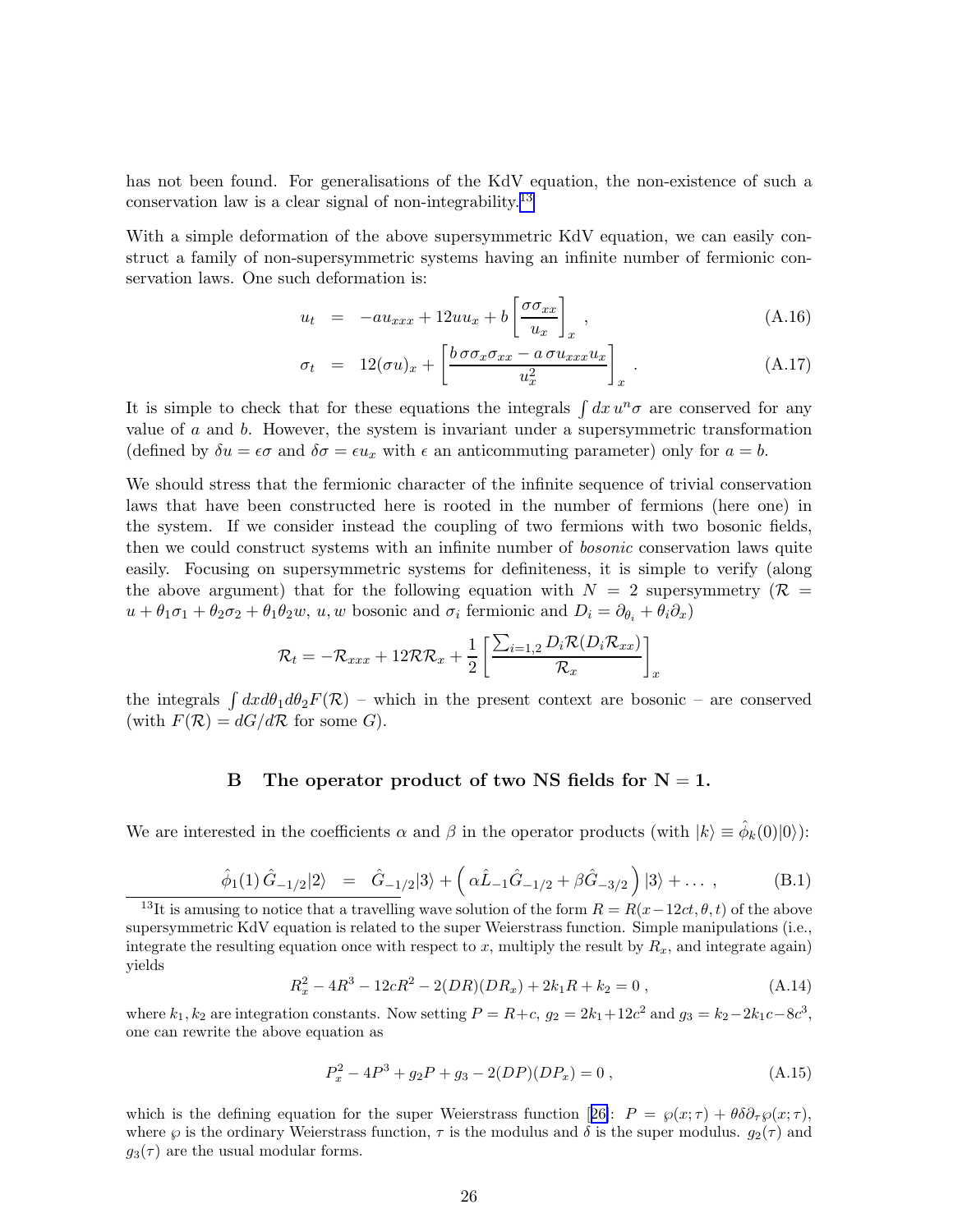has not been found. For generalisations of the KdV equation, the non-existence of such a conservation law is a clear signal of non-integrability.[13]

With a simple deformation of the above supersymmetric KdV equation, we can easily construct a family of non-supersymmetric systems having an infinite number of fermionic conservation laws. One such deformation is:

$$u_t = -a u_{xxx} + 12 u u_x + b \left[ \frac{\sigma \sigma_{xx}}{u_x} \right]_x , \tag{A.16}$$

$$\sigma_t = 12(\sigma u)_x + \left[ \frac{b\, \sigma \sigma_x \sigma_{xx} - a\, \sigma u_{xxx} u_x}{u_x^2} \right]_x . \tag{A.17}$$

It is simple to check that for these equations the integrals $\int dx\, u^n \sigma$ are conserved for any value of $a$ and $b$. However, the system is invariant under a supersymmetric transformation (defined by $\delta u = \epsilon \sigma$ and $\delta \sigma = \epsilon u_x$ with $\epsilon$ an anticommuting parameter) only for $a = b$.

We should stress that the fermionic character of the infinite sequence of trivial conservation laws that have been constructed here is rooted in the number of fermions (here one) in the system. If we consider instead the coupling of two fermions with two bosonic fields, then we could construct systems with an infinite number of *bosonic* conservation laws quite easily. Focusing on supersymmetric systems for definiteness, it is simple to verify (along the above argument) that for the following equation with $N = 2$ supersymmetry ($\mathcal{R} = u + \theta_1 \sigma_1 + \theta_2 \sigma_2 + \theta_1 \theta_2 w$, $u, w$ bosonic and $\sigma_i$ fermionic and $D_i = \partial_{\theta_i} + \theta_i \partial_x$)

$$\mathcal{R}_t = -\mathcal{R}_{xxx} + 12 \mathcal{R} \mathcal{R}_x + \frac{1}{2} \left[ \frac{\sum_{i=1,2} D_i \mathcal{R} (D_i \mathcal{R}_{xx})}{\mathcal{R}_x} \right]_x$$

the integrals $\int dx d\theta_1 d\theta_2 F(\mathcal{R})$ – which in the present context are bosonic – are conserved (with $F(\mathcal{R}) = dG/d\mathcal{R}$ for some $G$).

## B The operator product of two NS fields for N = 1.

We are interested in the coefficients $\alpha$ and $\beta$ in the operator products (with $|k\rangle \equiv \hat{\phi}_k(0)|0\rangle$):

$$\hat{\phi}_1(1)\, \hat{G}_{-1/2} |2\rangle = \hat{G}_{-1/2} |3\rangle + \left( \alpha \hat{L}_{-1} \hat{G}_{-1/2} + \beta \hat{G}_{-3/2} \right) |3\rangle + \dots , \tag{B.1}$$

[13] It is amusing to notice that a travelling wave solution of the form $R = R(x - 12ct, \theta, t)$ of the above supersymmetric KdV equation is related to the super Weierstrass function. Simple manipulations (i.e., integrate the resulting equation once with respect to $x$, multiply the result by $R_x$, and integrate again) yields

$$R_x^2 - 4R^3 - 12cR^2 - 2(DR)(DR_x) + 2k_1 R + k_2 = 0 , \tag{A.14}$$

where $k_1, k_2$ are integration constants. Now setting $P = R + c$, $g_2 = 2k_1 + 12c^2$ and $g_3 = k_2 - 2k_1 c - 8c^3$, one can rewrite the above equation as

$$P_x^2 - 4P^3 + g_2 P + g_3 - 2(DP)(DP_x) = 0 , \tag{A.15}$$

which is the defining equation for the super Weierstrass function [26]: $P = \wp(x;\tau) + \theta \delta \partial_\tau \wp(x;\tau)$, where $\wp$ is the ordinary Weierstrass function, $\tau$ is the modulus and $\delta$ is the super modulus. $g_2(\tau)$ and $g_3(\tau)$ are the usual modular forms.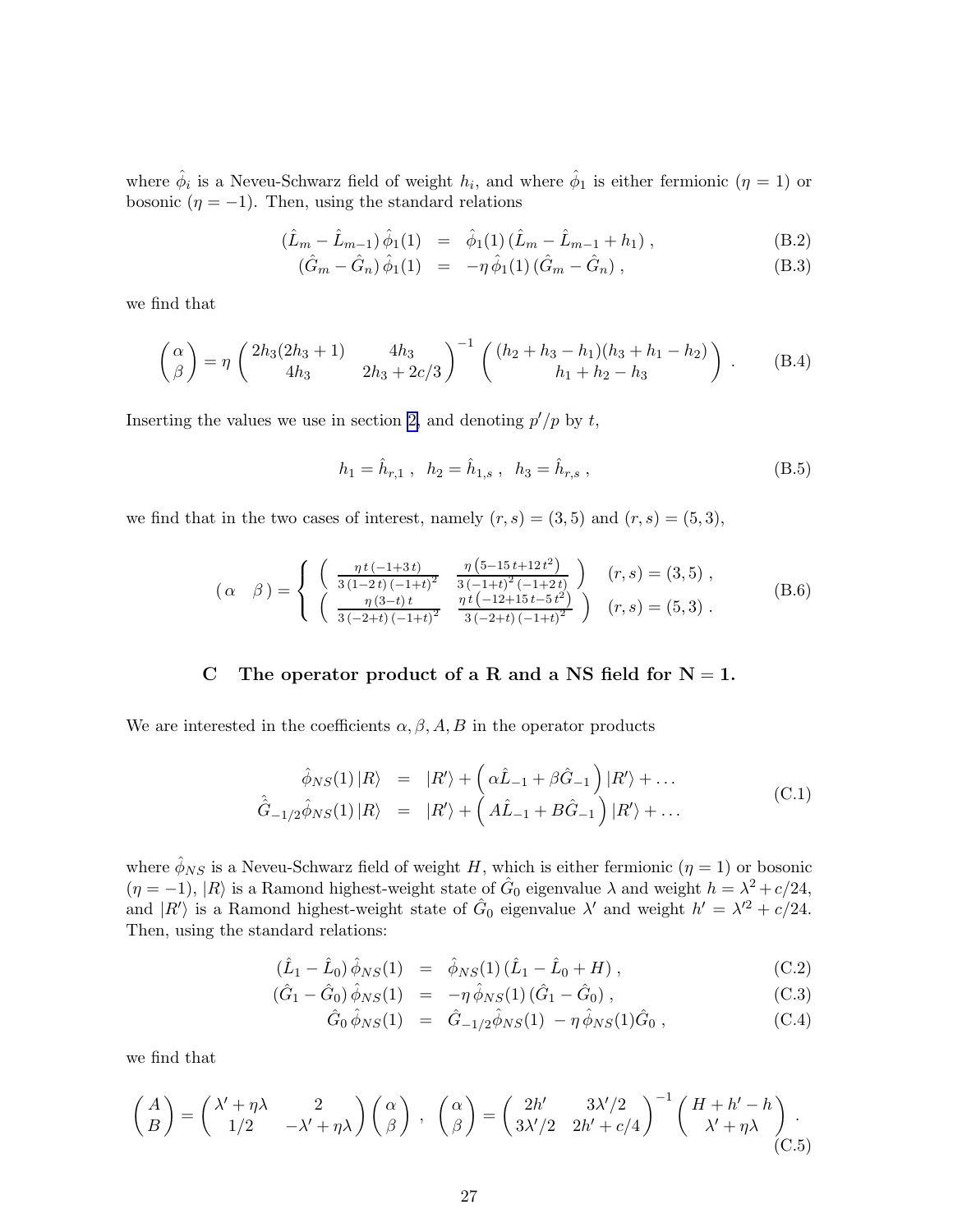where $\hat{\phi}_i$ is a Neveu-Schwarz field of weight $h_i$, and where $\hat{\phi}_1$ is either fermionic ($\eta = 1$) or bosonic ($\eta = -1$). Then, using the standard relations

$$
\begin{aligned}
(\hat{L}_m - \hat{L}_{m-1})\,\hat{\phi}_1(1) &= \hat{\phi}_1(1)\,(\hat{L}_m - \hat{L}_{m-1} + h_1)\,, \qquad &(B.2)\\
(\hat{G}_m - \hat{G}_n)\,\hat{\phi}_1(1) &= -\eta\,\hat{\phi}_1(1)\,(\hat{G}_m - \hat{G}_n)\,, &(B.3)
\end{aligned}
$$

we find that

$$
\begin{pmatrix} \alpha \\ \beta \end{pmatrix} = \eta \begin{pmatrix} 2h_3(2h_3+1) & 4h_3 \\ 4h_3 & 2h_3 + 2c/3 \end{pmatrix}^{-1} \begin{pmatrix} (h_2+h_3-h_1)(h_3+h_1-h_2) \\ h_1+h_2-h_3 \end{pmatrix}\,. \qquad (B.4)
$$

Inserting the values we use in section 2, and denoting $p'/p$ by $t$,

$$
h_1 = \hat{h}_{r,1}\,, \quad h_2 = \hat{h}_{1,s}\,, \quad h_3 = \hat{h}_{r,s}\,, \qquad (B.5)
$$

we find that in the two cases of interest, namely $(r,s) = (3,5)$ and $(r,s) = (5,3)$,

$$
(\,\alpha \quad \beta\,) = \begin{cases} \left(\; \frac{\eta\, t\,(-1+3\,t)}{3\,(1-2\,t)\,(-1+t)^2} \quad \frac{\eta\,\left(5-15\,t+12\,t^2\right)}{3\,(-1+t)^2\,(-1+2\,t)} \;\right) & (r,s) = (3,5)\,, \\ \left(\; \frac{\eta\,(3-t)\,t}{3\,(-2+t)\,(-1+t)^2} \quad \frac{\eta\, t\,\left(-12+15\,t-5\,t^2\right)}{3\,(-2+t)\,(-1+t)^2} \;\right) & (r,s) = (5,3)\,. \end{cases} \qquad (B.6)
$$

## C The operator product of a R and a NS field for N = 1.

We are interested in the coefficients $\alpha, \beta, A, B$ in the operator products

$$
\begin{aligned}
\hat{\phi}_{NS}(1)\,|R\rangle &= |R'\rangle + \left(\alpha \hat{L}_{-1} + \beta \hat{G}_{-1}\right)|R'\rangle + \ldots \\
\hat{\hat{G}}_{-1/2}\hat{\phi}_{NS}(1)\,|R\rangle &= |R'\rangle + \left(A \hat{L}_{-1} + B \hat{G}_{-1}\right)|R'\rangle + \ldots
\end{aligned} \qquad (C.1)
$$

where $\hat{\phi}_{NS}$ is a Neveu-Schwarz field of weight $H$, which is either fermionic ($\eta = 1$) or bosonic ($\eta = -1$), $|R\rangle$ is a Ramond highest-weight state of $\hat{G}_0$ eigenvalue $\lambda$ and weight $h = \lambda^2 + c/24$, and $|R'\rangle$ is a Ramond highest-weight state of $\hat{G}_0$ eigenvalue $\lambda'$ and weight $h' = \lambda'^2 + c/24$. Then, using the standard relations:

$$
\begin{aligned}
(\hat{L}_1 - \hat{L}_0)\,\hat{\phi}_{NS}(1) &= \hat{\phi}_{NS}(1)\,(\hat{L}_1 - \hat{L}_0 + H)\,, \qquad &(C.2)\\
(\hat{G}_1 - \hat{G}_0)\,\hat{\phi}_{NS}(1) &= -\eta\,\hat{\phi}_{NS}(1)\,(\hat{G}_1 - \hat{G}_0)\,, &(C.3)\\
\hat{G}_0\,\hat{\phi}_{NS}(1) &= \hat{G}_{-1/2}\hat{\phi}_{NS}(1)\; - \eta\,\hat{\phi}_{NS}(1)\hat{G}_0\,, &(C.4)
\end{aligned}
$$

we find that

$$
\begin{pmatrix} A \\ B \end{pmatrix} = \begin{pmatrix} \lambda' + \eta\lambda & 2 \\ 1/2 & -\lambda' + \eta\lambda \end{pmatrix} \begin{pmatrix} \alpha \\ \beta \end{pmatrix}\,, \quad \begin{pmatrix} \alpha \\ \beta \end{pmatrix} = \begin{pmatrix} 2h' & 3\lambda'/2 \\ 3\lambda'/2 & 2h' + c/4 \end{pmatrix}^{-1} \begin{pmatrix} H + h' - h \\ \lambda' + \eta\lambda \end{pmatrix}\,. \qquad (C.5)
$$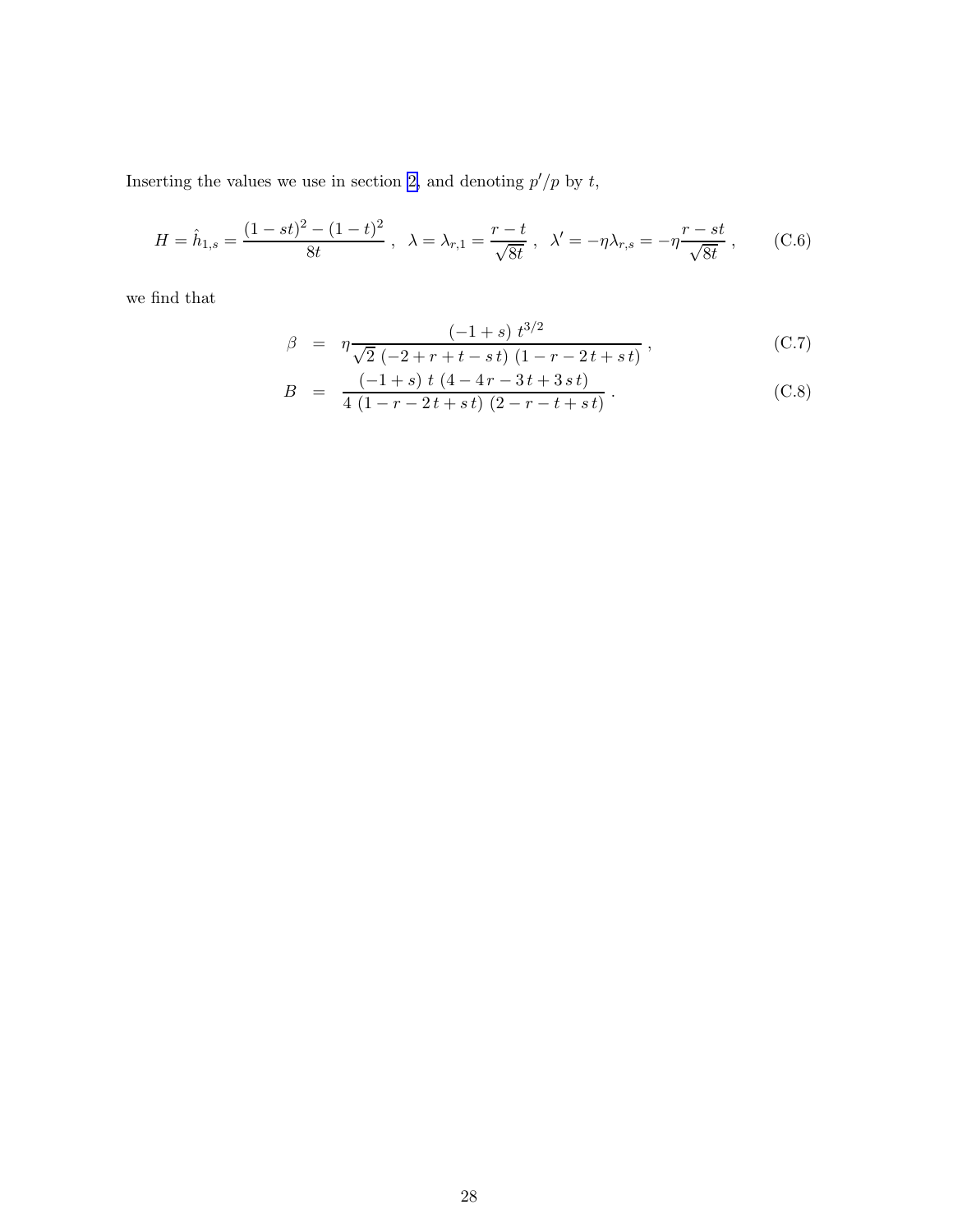Inserting the values we use in section 2, and denoting $p'/p$ by $t$,

$$H = \hat{h}_{1,s} = \frac{(1-st)^2 - (1-t)^2}{8t} \ , \ \ \lambda = \lambda_{r,1} = \frac{r-t}{\sqrt{8t}} \ , \ \ \lambda' = -\eta\lambda_{r,s} = -\eta\frac{r-st}{\sqrt{8t}} \ , \tag{C.6}$$

we find that

$$\beta = \eta\frac{(-1+s)\ t^{3/2}}{\sqrt{2}\ (-2+r+t-s\,t)\ (1-r-2\,t+s\,t)} \ , \tag{C.7}$$

$$B = \frac{(-1+s)\ t\ (4-4\,r-3\,t+3\,s\,t)}{4\ (1-r-2\,t+s\,t)\ (2-r-t+s\,t)} \ . \tag{C.8}$$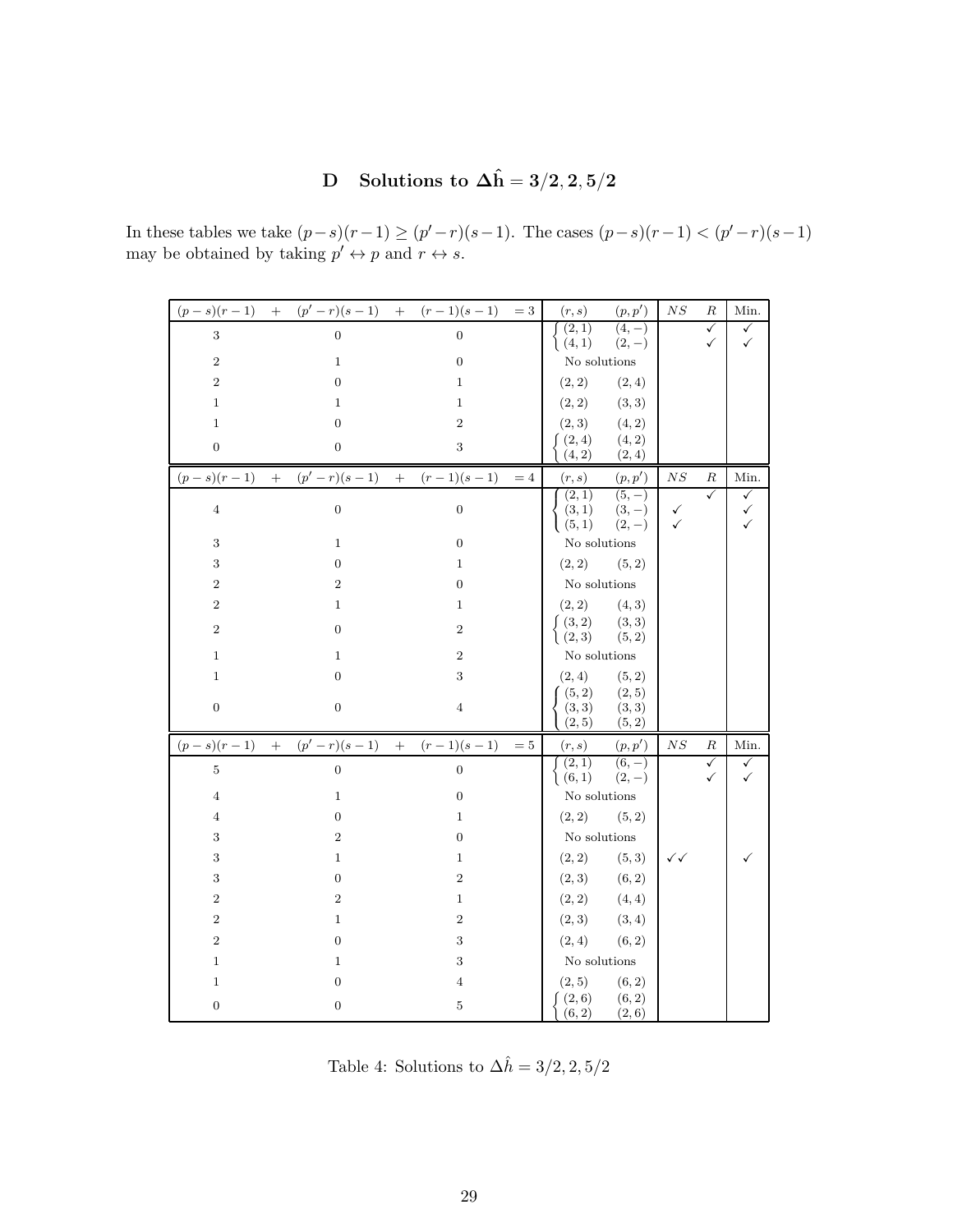# D Solutions to $\Delta\hat{h} = 3/2, 2, 5/2$

In these tables we take $(p-s)(r-1) \geq (p'-r)(s-1)$. The cases $(p-s)(r-1) < (p'-r)(s-1)$ may be obtained by taking $p' \leftrightarrow p$ and $r \leftrightarrow s$.

| $(p-s)(r-1)$ | + | $(p'-r)(s-1)$ | + | $(r-1)(s-1)$ | $=3$ | $(r,s)$ | $(p,p')$ | $NS$ | $R$ | Min. |
|---|---|---|---|---|---|---|---|---|---|---|
| 3 | | 0 | | 0 | | $(2,1)$ | $(4,-)$ | | ✓ | ✓ |
| | | | | | | $(4,1)$ | $(2,-)$ | | ✓ | ✓ |
| 2 | | 1 | | 0 | | No solutions | | | | |
| 2 | | 0 | | 1 | | $(2,2)$ | $(2,4)$ | | | |
| 1 | | 1 | | 1 | | $(2,2)$ | $(3,3)$ | | | |
| 1 | | 0 | | 2 | | $(2,3)$ | $(4,2)$ | | | |
| 0 | | 0 | | 3 | | $(2,4)$ | $(4,2)$ | | | |
| | | | | | | $(4,2)$ | $(2,4)$ | | | |
| $(p-s)(r-1)$ | + | $(p'-r)(s-1)$ | + | $(r-1)(s-1)$ | $=4$ | $(r,s)$ | $(p,p')$ | $NS$ | $R$ | Min. |
| 4 | | 0 | | 0 | | $(2,1)$ | $(5,-)$ | | ✓ | ✓ |
| | | | | | | $(3,1)$ | $(3,-)$ | ✓ | | ✓ |
| | | | | | | $(5,1)$ | $(2,-)$ | ✓ | | ✓ |
| 3 | | 1 | | 0 | | No solutions | | | | |
| 3 | | 0 | | 1 | | $(2,2)$ | $(5,2)$ | | | |
| 2 | | 2 | | 0 | | No solutions | | | | |
| 2 | | 1 | | 1 | | $(2,2)$ | $(4,3)$ | | | |
| 2 | | 0 | | 2 | | $(3,2)$ | $(3,3)$ | | | |
| | | | | | | $(2,3)$ | $(5,2)$ | | | |
| 1 | | 1 | | 2 | | No solutions | | | | |
| 1 | | 0 | | 3 | | $(2,4)$ | $(5,2)$ | | | |
| 0 | | 0 | | 4 | | $(5,2)$ | $(2,5)$ | | | |
| | | | | | | $(3,3)$ | $(3,3)$ | | | |
| | | | | | | $(2,5)$ | $(5,2)$ | | | |
| $(p-s)(r-1)$ | + | $(p'-r)(s-1)$ | + | $(r-1)(s-1)$ | $=5$ | $(r,s)$ | $(p,p')$ | $NS$ | $R$ | Min. |
| 5 | | 0 | | 0 | | $(2,1)$ | $(6,-)$ | | ✓ | ✓ |
| | | | | | | $(6,1)$ | $(2,-)$ | | ✓ | ✓ |
| 4 | | 1 | | 0 | | No solutions | | | | |
| 4 | | 0 | | 1 | | $(2,2)$ | $(5,2)$ | | | |
| 3 | | 2 | | 0 | | No solutions | | | | |
| 3 | | 1 | | 1 | | $(2,2)$ | $(5,3)$ | ✓✓ | | ✓ |
| 3 | | 0 | | 2 | | $(2,3)$ | $(6,2)$ | | | |
| 2 | | 2 | | 1 | | $(2,2)$ | $(4,4)$ | | | |
| 2 | | 1 | | 2 | | $(2,3)$ | $(3,4)$ | | | |
| 2 | | 0 | | 3 | | $(2,4)$ | $(6,2)$ | | | |
| 1 | | 1 | | 3 | | No solutions | | | | |
| 1 | | 0 | | 4 | | $(2,5)$ | $(6,2)$ | | | |
| 0 | | 0 | | 5 | | $(2,6)$ | $(6,2)$ | | | |
| | | | | | | $(6,2)$ | $(2,6)$ | | | |

Table 4: Solutions to $\Delta\hat{h} = 3/2, 2, 5/2$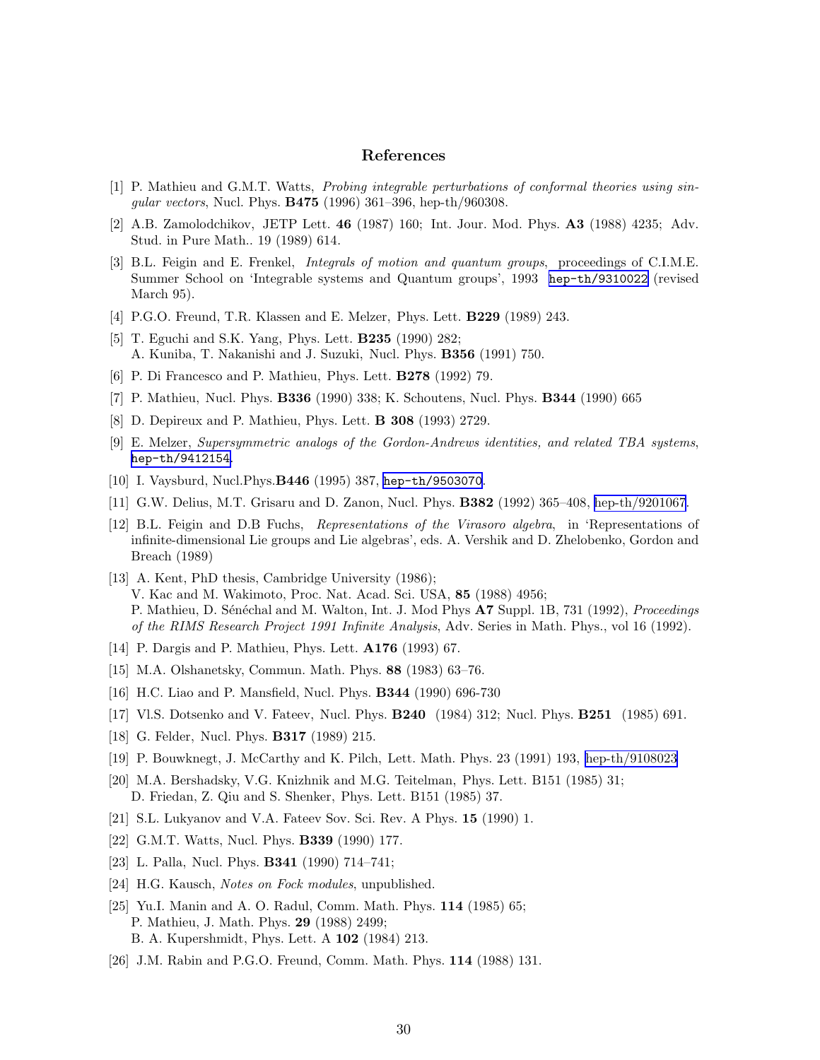## References

[1] P. Mathieu and G.M.T. Watts, *Probing integrable perturbations of conformal theories using singular vectors*, Nucl. Phys. **B475** (1996) 361–396, hep-th/960308.

[2] A.B. Zamolodchikov, JETP Lett. **46** (1987) 160; Int. Jour. Mod. Phys. **A3** (1988) 4235; Adv. Stud. in Pure Math.. 19 (1989) 614.

[3] B.L. Feigin and E. Frenkel, *Integrals of motion and quantum groups*, proceedings of C.I.M.E. Summer School on 'Integrable systems and Quantum groups', 1993 hep-th/9310022 (revised March 95).

[4] P.G.O. Freund, T.R. Klassen and E. Melzer, Phys. Lett. **B229** (1989) 243.

[5] T. Eguchi and S.K. Yang, Phys. Lett. **B235** (1990) 282;
A. Kuniba, T. Nakanishi and J. Suzuki, Nucl. Phys. **B356** (1991) 750.

[6] P. Di Francesco and P. Mathieu, Phys. Lett. **B278** (1992) 79.

[7] P. Mathieu, Nucl. Phys. **B336** (1990) 338; K. Schoutens, Nucl. Phys. **B344** (1990) 665

[8] D. Depireux and P. Mathieu, Phys. Lett. **B 308** (1993) 2729.

[9] E. Melzer, *Supersymmetric analogs of the Gordon-Andrews identities, and related TBA systems*, hep-th/9412154.

[10] I. Vaysburd, Nucl.Phys.**B446** (1995) 387, hep-th/9503070.

[11] G.W. Delius, M.T. Grisaru and D. Zanon, Nucl. Phys. **B382** (1992) 365–408, hep-th/9201067.

[12] B.L. Feigin and D.B Fuchs, *Representations of the Virasoro algebra*, in 'Representations of infinite-dimensional Lie groups and Lie algebras', eds. A. Vershik and D. Zhelobenko, Gordon and Breach (1989)

[13] A. Kent, PhD thesis, Cambridge University (1986);
V. Kac and M. Wakimoto, Proc. Nat. Acad. Sci. USA, **85** (1988) 4956;
P. Mathieu, D. Sénéchal and M. Walton, Int. J. Mod Phys **A7** Suppl. 1B, 731 (1992), *Proceedings of the RIMS Research Project 1991 Infinite Analysis*, Adv. Series in Math. Phys., vol 16 (1992).

[14] P. Dargis and P. Mathieu, Phys. Lett. **A176** (1993) 67.

[15] M.A. Olshanetsky, Commun. Math. Phys. **88** (1983) 63–76.

[16] H.C. Liao and P. Mansfield, Nucl. Phys. **B344** (1990) 696-730

[17] Vl.S. Dotsenko and V. Fateev, Nucl. Phys. **B240** (1984) 312; Nucl. Phys. **B251** (1985) 691.

[18] G. Felder, Nucl. Phys. **B317** (1989) 215.

[19] P. Bouwknegt, J. McCarthy and K. Pilch, Lett. Math. Phys. 23 (1991) 193, hep-th/9108023

[20] M.A. Bershadsky, V.G. Knizhnik and M.G. Teitelman, Phys. Lett. B151 (1985) 31;
D. Friedan, Z. Qiu and S. Shenker, Phys. Lett. B151 (1985) 37.

[21] S.L. Lukyanov and V.A. Fateev Sov. Sci. Rev. A Phys. **15** (1990) 1.

[22] G.M.T. Watts, Nucl. Phys. **B339** (1990) 177.

[23] L. Palla, Nucl. Phys. **B341** (1990) 714–741;

[24] H.G. Kausch, *Notes on Fock modules*, unpublished.

[25] Yu.I. Manin and A. O. Radul, Comm. Math. Phys. **114** (1985) 65;
P. Mathieu, J. Math. Phys. **29** (1988) 2499;
B. A. Kupershmidt, Phys. Lett. A **102** (1984) 213.

[26] J.M. Rabin and P.G.O. Freund, Comm. Math. Phys. **114** (1988) 131.